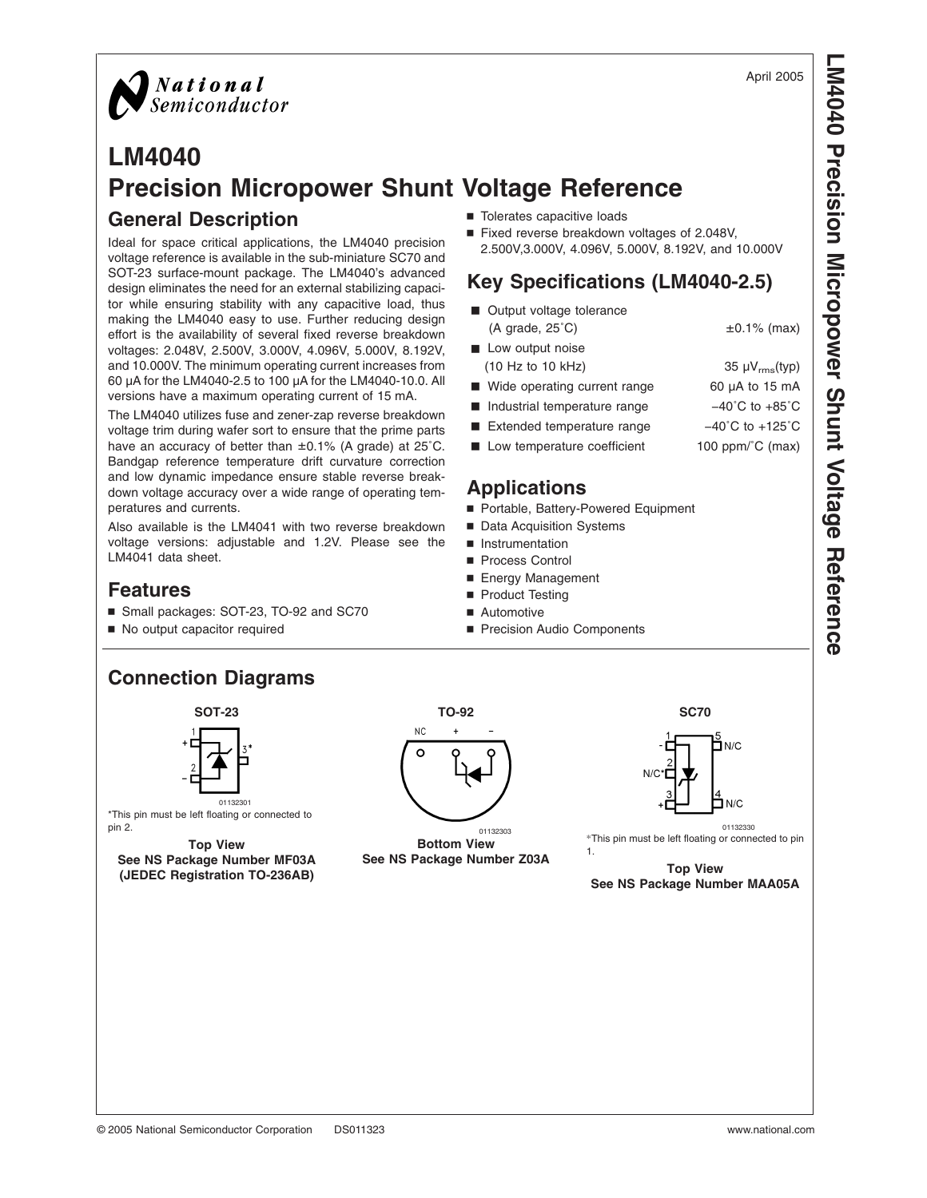April 2005

# LM4040
# Precision Micropower Shunt Voltage Reference

## General Description

Ideal for space critical applications, the LM4040 precision voltage reference is available in the sub-miniature SC70 and SOT-23 surface-mount package. The LM4040's advanced design eliminates the need for an external stabilizing capacitor while ensuring stability with any capacitive load, thus making the LM4040 easy to use. Further reducing design effort is the availability of several fixed reverse breakdown voltages: 2.048V, 2.500V, 3.000V, 4.096V, 5.000V, 8.192V, and 10.000V. The minimum operating current increases from 60 µA for the LM4040-2.5 to 100 µA for the LM4040-10.0. All versions have a maximum operating current of 15 mA.

The LM4040 utilizes fuse and zener-zap reverse breakdown voltage trim during wafer sort to ensure that the prime parts have an accuracy of better than ±0.1% (A grade) at 25˚C. Bandgap reference temperature drift curvature correction and low dynamic impedance ensure stable reverse breakdown voltage accuracy over a wide range of operating temperatures and currents.

Also available is the LM4041 with two reverse breakdown voltage versions: adjustable and 1.2V. Please see the LM4041 data sheet.

## Features

- Small packages: SOT-23, TO-92 and SC70
- No output capacitor required
- Tolerates capacitive loads
- Fixed reverse breakdown voltages of 2.048V, 2.500V,3.000V, 4.096V, 5.000V, 8.192V, and 10.000V

## Key Specifications (LM4040-2.5)

| | |
|---|---|
| ■ Output voltage tolerance (A grade, 25˚C) | ±0.1% (max) |
| ■ Low output noise (10 Hz to 10 kHz) | 35 $\mu V_{rms}$(typ) |
| ■ Wide operating current range | 60 µA to 15 mA |
| ■ Industrial temperature range | −40˚C to +85˚C |
| ■ Extended temperature range | −40˚C to +125˚C |
| ■ Low temperature coefficient | 100 ppm/˚C (max) |

## Applications

- Portable, Battery-Powered Equipment
- Data Acquisition Systems
- Instrumentation
- Process Control
- Energy Management
- Product Testing
- Automotive
- Precision Audio Components

## Connection Diagrams

**SOT-23**

*This pin must be left floating or connected to pin 2.

**Top View**
**See NS Package Number MF03A**
**(JEDEC Registration TO-236AB)**

**TO-92**

**Bottom View**
**See NS Package Number Z03A**

**SC70**

*This pin must be left floating or connected to pin 1.

**Top View**
**See NS Package Number MAA05A**

© 2005 National Semiconductor Corporation DS011323 www.national.com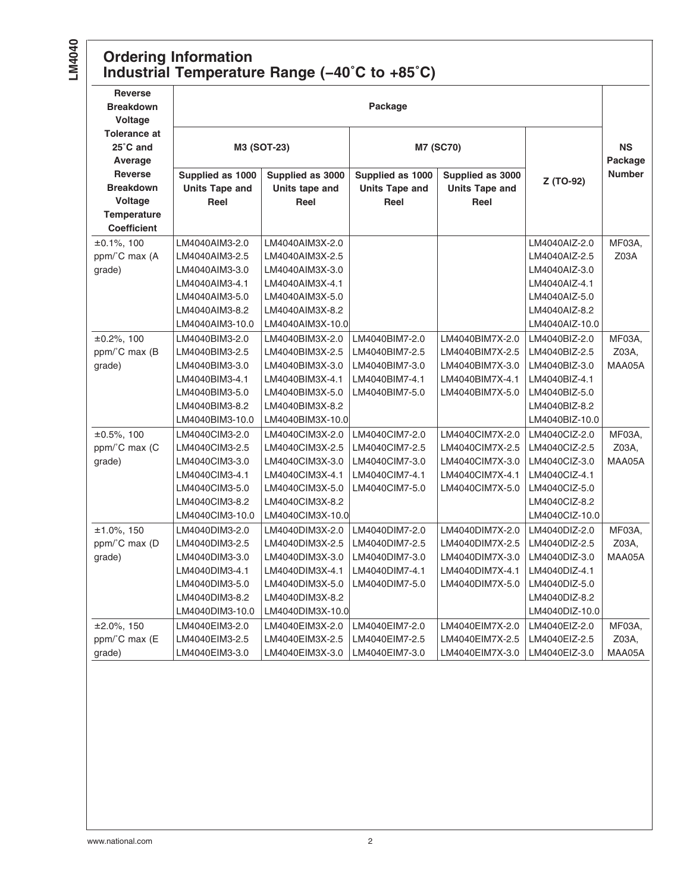## Ordering Information

## Industrial Temperature Range (−40˚C to +85˚C)

| Reverse Breakdown Voltage Tolerance at 25˚C and Average Reverse Breakdown Voltage Temperature Coefficient | Package | | | | | NS Package Number |
|---|---|---|---|---|---|---|
| | M3 (SOT-23) | | M7 (SC70) | | Z (TO-92) | |
| | Supplied as 1000 Units Tape and Reel | Supplied as 3000 Units tape and Reel | Supplied as 1000 Units Tape and Reel | Supplied as 3000 Units Tape and Reel | | |
| ±0.1%, 100 ppm/˚C max (A grade) | LM4040AIM3-2.0<br>LM4040AIM3-2.5<br>LM4040AIM3-3.0<br>LM4040AIM3-4.1<br>LM4040AIM3-5.0<br>LM4040AIM3-8.2<br>LM4040AIM3-10.0 | LM4040AIM3X-2.0<br>LM4040AIM3X-2.5<br>LM4040AIM3X-3.0<br>LM4040AIM3X-4.1<br>LM4040AIM3X-5.0<br>LM4040AIM3X-8.2<br>LM4040AIM3X-10.0 | | | LM4040AIZ-2.0<br>LM4040AIZ-2.5<br>LM4040AIZ-3.0<br>LM4040AIZ-4.1<br>LM4040AIZ-5.0<br>LM4040AIZ-8.2<br>LM4040AIZ-10.0 | MF03A, Z03A |
| ±0.2%, 100 ppm/˚C max (B grade) | LM4040BIM3-2.0<br>LM4040BIM3-2.5<br>LM4040BIM3-3.0<br>LM4040BIM3-4.1<br>LM4040BIM3-5.0<br>LM4040BIM3-8.2<br>LM4040BIM3-10.0 | LM4040BIM3X-2.0<br>LM4040BIM3X-2.5<br>LM4040BIM3X-3.0<br>LM4040BIM3X-4.1<br>LM4040BIM3X-5.0<br>LM4040BIM3X-8.2<br>LM4040BIM3X-10.0 | LM4040BIM7-2.0<br>LM4040BIM7-2.5<br>LM4040BIM7-3.0<br>LM4040BIM7-4.1<br>LM4040BIM7-5.0 | LM4040BIM7X-2.0<br>LM4040BIM7X-2.5<br>LM4040BIM7X-3.0<br>LM4040BIM7X-4.1<br>LM4040BIM7X-5.0 | LM4040BIZ-2.0<br>LM4040BIZ-2.5<br>LM4040BIZ-3.0<br>LM4040BIZ-4.1<br>LM4040BIZ-5.0<br>LM4040BIZ-8.2<br>LM4040BIZ-10.0 | MF03A, Z03A, MAA05A |
| ±0.5%, 100 ppm/˚C max (C grade) | LM4040CIM3-2.0<br>LM4040CIM3-2.5<br>LM4040CIM3-3.0<br>LM4040CIM3-4.1<br>LM4040CIM3-5.0<br>LM4040CIM3-8.2<br>LM4040CIM3-10.0 | LM4040CIM3X-2.0<br>LM4040CIM3X-2.5<br>LM4040CIM3X-3.0<br>LM4040CIM3X-4.1<br>LM4040CIM3X-5.0<br>LM4040CIM3X-8.2<br>LM4040CIM3X-10.0 | LM4040CIM7-2.0<br>LM4040CIM7-2.5<br>LM4040CIM7-3.0<br>LM4040CIM7-4.1<br>LM4040CIM7-5.0 | LM4040CIM7X-2.0<br>LM4040CIM7X-2.5<br>LM4040CIM7X-3.0<br>LM4040CIM7X-4.1<br>LM4040CIM7X-5.0 | LM4040CIZ-2.0<br>LM4040CIZ-2.5<br>LM4040CIZ-3.0<br>LM4040CIZ-4.1<br>LM4040CIZ-5.0<br>LM4040CIZ-8.2<br>LM4040CIZ-10.0 | MF03A, Z03A, MAA05A |
| ±1.0%, 150 ppm/˚C max (D grade) | LM4040DIM3-2.0<br>LM4040DIM3-2.5<br>LM4040DIM3-3.0<br>LM4040DIM3-4.1<br>LM4040DIM3-5.0<br>LM4040DIM3-8.2<br>LM4040DIM3-10.0 | LM4040DIM3X-2.0<br>LM4040DIM3X-2.5<br>LM4040DIM3X-3.0<br>LM4040DIM3X-4.1<br>LM4040DIM3X-5.0<br>LM4040DIM3X-8.2<br>LM4040DIM3X-10.0 | LM4040DIM7-2.0<br>LM4040DIM7-2.5<br>LM4040DIM7-3.0<br>LM4040DIM7-4.1<br>LM4040DIM7-5.0 | LM4040DIM7X-2.0<br>LM4040DIM7X-2.5<br>LM4040DIM7X-3.0<br>LM4040DIM7X-4.1<br>LM4040DIM7X-5.0 | LM4040DIZ-2.0<br>LM4040DIZ-2.5<br>LM4040DIZ-3.0<br>LM4040DIZ-4.1<br>LM4040DIZ-5.0<br>LM4040DIZ-8.2<br>LM4040DIZ-10.0 | MF03A, Z03A, MAA05A |
| ±2.0%, 150 ppm/˚C max (E grade) | LM4040EIM3-2.0<br>LM4040EIM3-2.5<br>LM4040EIM3-3.0 | LM4040EIM3X-2.0<br>LM4040EIM3X-2.5<br>LM4040EIM3X-3.0 | LM4040EIM7-2.0<br>LM4040EIM7-2.5<br>LM4040EIM7-3.0 | LM4040EIM7X-2.0<br>LM4040EIM7X-2.5<br>LM4040EIM7X-3.0 | LM4040EIZ-2.0<br>LM4040EIZ-2.5<br>LM4040EIZ-3.0 | MF03A, Z03A, MAA05A |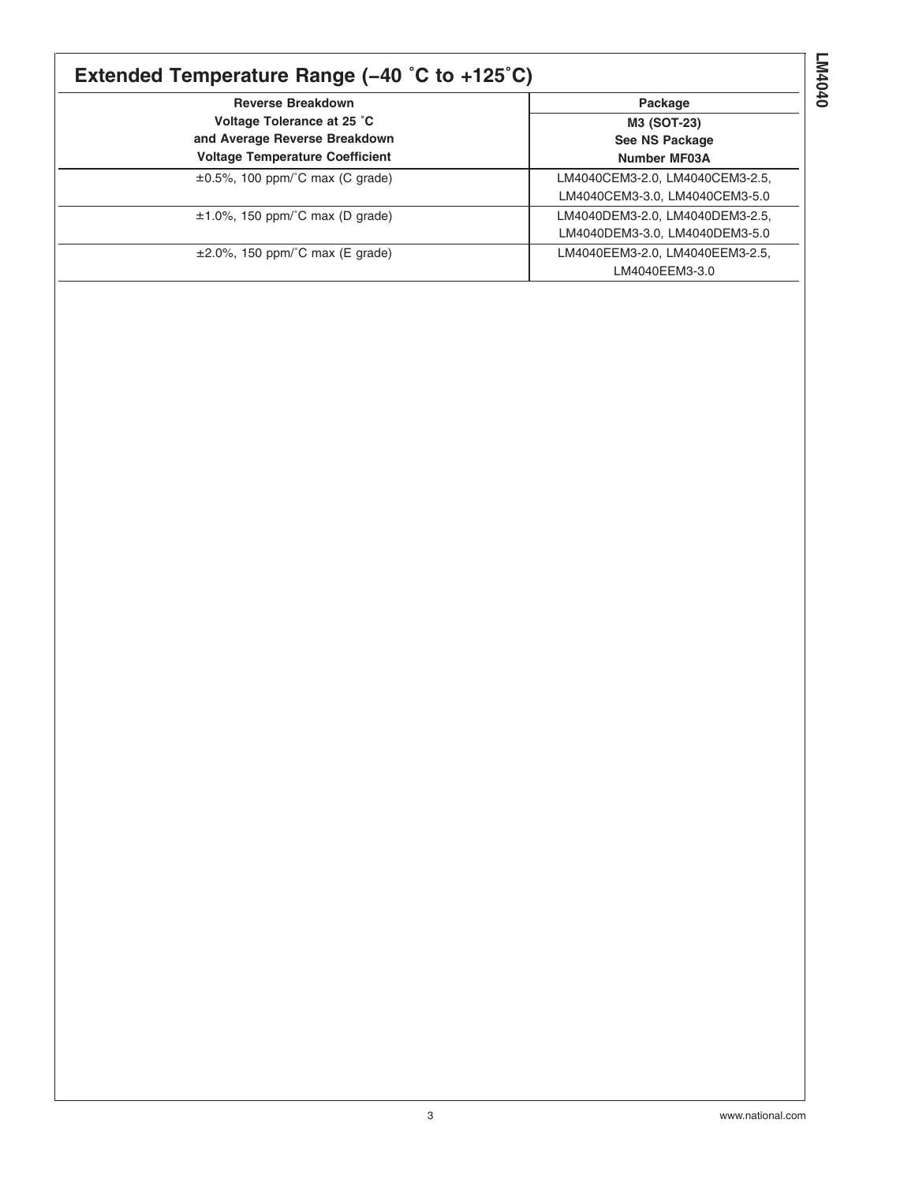## Extended Temperature Range (–40 ˚C to +125˚C)

| Reverse Breakdown Voltage Tolerance at 25 ˚C and Average Reverse Breakdown Voltage Temperature Coefficient | Package |
|---|---|
| | M3 (SOT-23) See NS Package Number MF03A |
| ±0.5%, 100 ppm/˚C max (C grade) | LM4040CEM3-2.0, LM4040CEM3-2.5, LM4040CEM3-3.0, LM4040CEM3-5.0 |
| ±1.0%, 150 ppm/˚C max (D grade) | LM4040DEM3-2.0, LM4040DEM3-2.5, LM4040DEM3-3.0, LM4040DEM3-5.0 |
| ±2.0%, 150 ppm/˚C max (E grade) | LM4040EEM3-2.0, LM4040EEM3-2.5, LM4040EEM3-3.0 |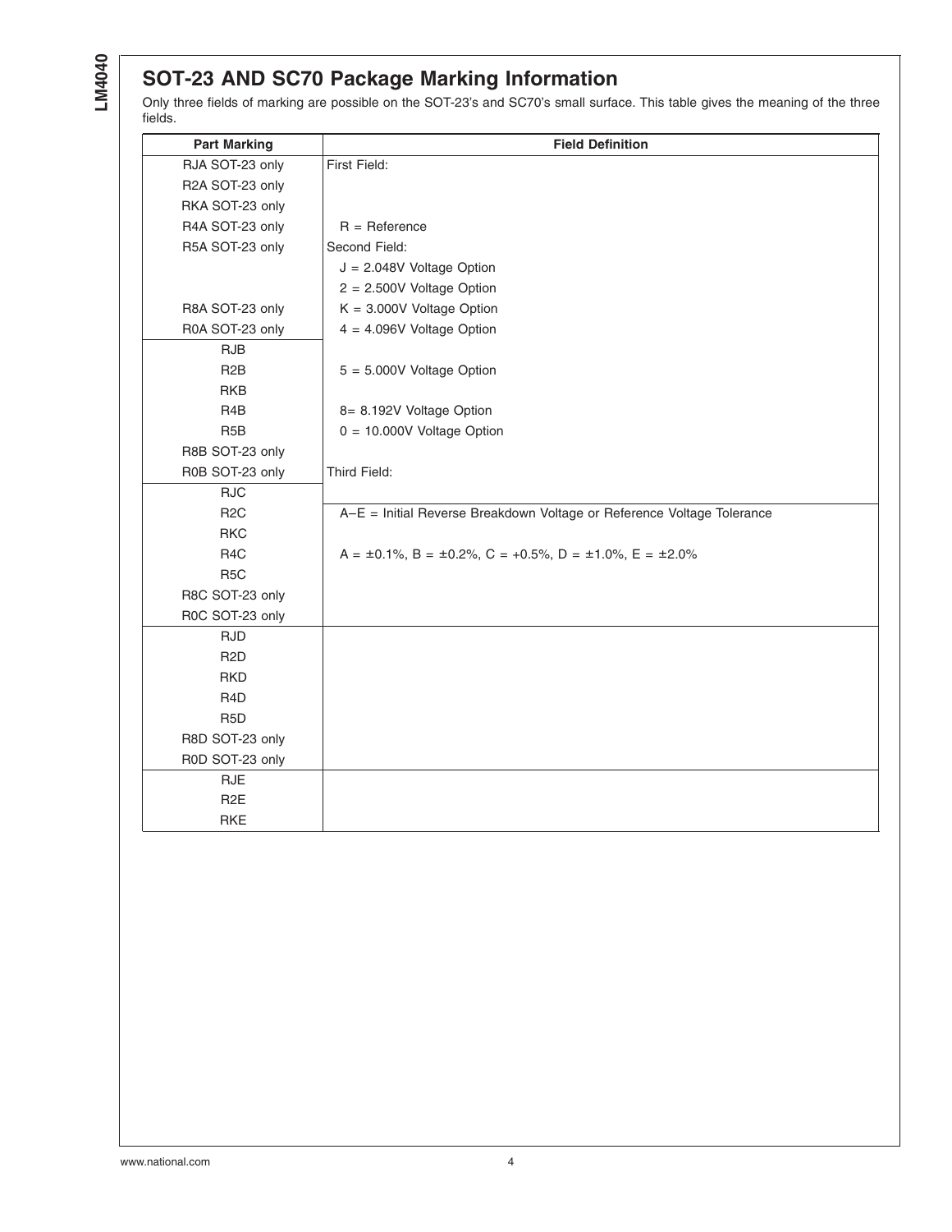## SOT-23 AND SC70 Package Marking Information

Only three fields of marking are possible on the SOT-23's and SC70's small surface. This table gives the meaning of the three fields.

| Part Marking | Field Definition |
|---|---|
| RJA SOT-23 only | First Field: |
| R2A SOT-23 only | |
| RKA SOT-23 only | |
| R4A SOT-23 only | R = Reference |
| R5A SOT-23 only | Second Field: |
| | J = 2.048V Voltage Option |
| | 2 = 2.500V Voltage Option |
| R8A SOT-23 only | K = 3.000V Voltage Option |
| R0A SOT-23 only | 4 = 4.096V Voltage Option |
| RJB | |
| R2B | 5 = 5.000V Voltage Option |
| RKB | |
| R4B | 8= 8.192V Voltage Option |
| R5B | 0 = 10.000V Voltage Option |
| R8B SOT-23 only | |
| R0B SOT-23 only | Third Field: |
| RJC | |
| R2C | A–E = Initial Reverse Breakdown Voltage or Reference Voltage Tolerance |
| RKC | |
| R4C | A = ±0.1%, B = ±0.2%, C = +0.5%, D = ±1.0%, E = ±2.0% |
| R5C | |
| R8C SOT-23 only | |
| R0C SOT-23 only | |
| RJD | |
| R2D | |
| RKD | |
| R4D | |
| R5D | |
| R8D SOT-23 only | |
| R0D SOT-23 only | |
| RJE | |
| R2E | |
| RKE | |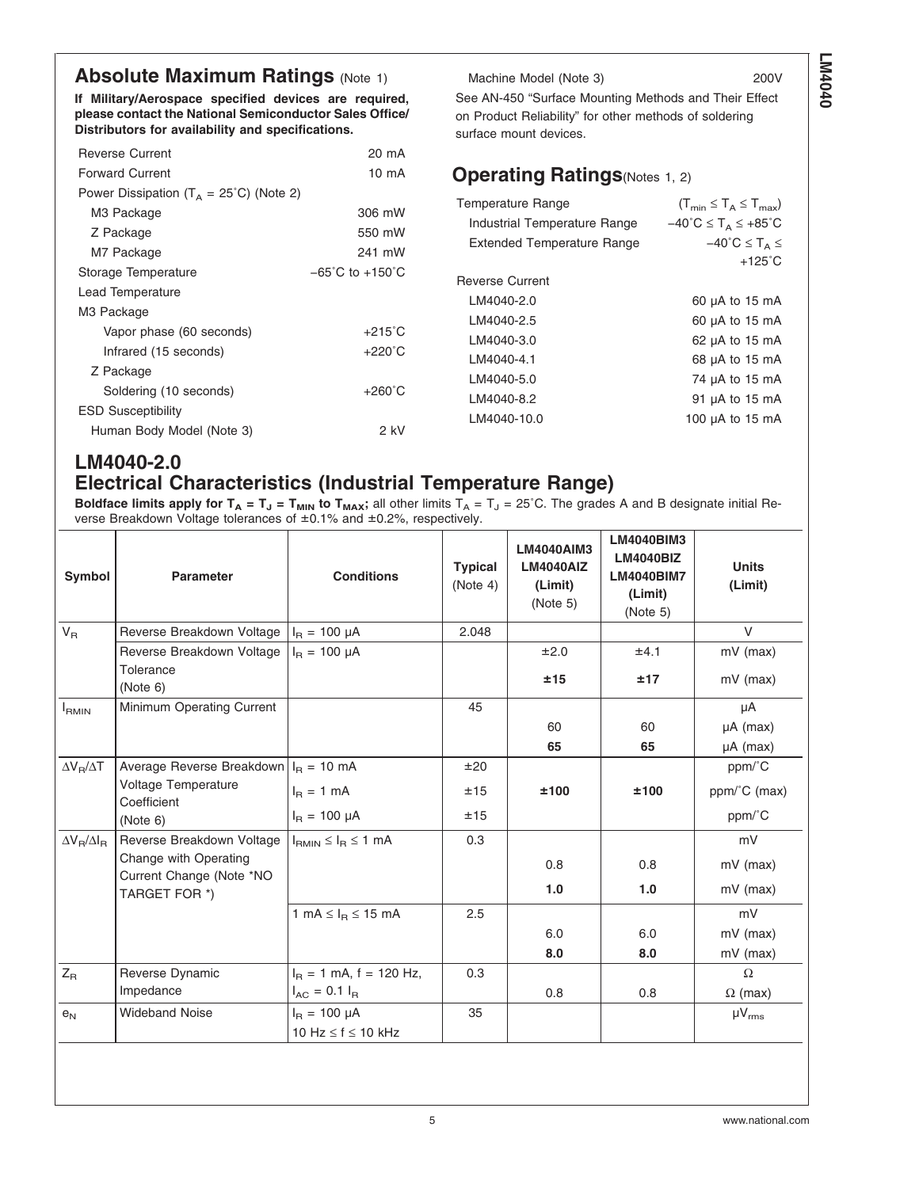## Absolute Maximum Ratings (Note 1)

**If Military/Aerospace specified devices are required, please contact the National Semiconductor Sales Office/ Distributors for availability and specifications.**

| | |
|---|---|
| Reverse Current | 20 mA |
| Forward Current | 10 mA |
| Power Dissipation ($T_A$ = 25˚C) (Note 2) | |
| M3 Package | 306 mW |
| Z Package | 550 mW |
| M7 Package | 241 mW |
| Storage Temperature | −65˚C to +150˚C |
| Lead Temperature | |
| M3 Package | |
| Vapor phase (60 seconds) | +215˚C |
| Infrared (15 seconds) | +220˚C |
| Z Package | |
| Soldering (10 seconds) | +260˚C |
| ESD Susceptibility | |
| Human Body Model (Note 3) | 2 kV |
| Machine Model (Note 3) | 200V |

See AN-450 "Surface Mounting Methods and Their Effect on Product Reliability" for other methods of soldering surface mount devices.

## Operating Ratings (Notes 1, 2)

| | |
|---|---|
| Temperature Range | ($T_{min} \leq T_A \leq T_{max}$) |
| Industrial Temperature Range | $-40˚C \leq T_A \leq +85˚C$ |
| Extended Temperature Range | $-40˚C \leq T_A \leq +125˚C$ |
| Reverse Current | |
| LM4040-2.0 | 60 µA to 15 mA |
| LM4040-2.5 | 60 µA to 15 mA |
| LM4040-3.0 | 62 µA to 15 mA |
| LM4040-4.1 | 68 µA to 15 mA |
| LM4040-5.0 | 74 µA to 15 mA |
| LM4040-8.2 | 91 µA to 15 mA |
| LM4040-10.0 | 100 µA to 15 mA |

## LM4040-2.0
## Electrical Characteristics (Industrial Temperature Range)

**Boldface limits apply for $T_A = T_J = T_{MIN}$ to $T_{MAX}$;** all other limits $T_A = T_J$ = 25˚C. The grades A and B designate initial Reverse Breakdown Voltage tolerances of ±0.1% and ±0.2%, respectively.

| Symbol | Parameter | Conditions | Typical (Note 4) | LM4040AIM3 LM4040AIZ (Limit) (Note 5) | LM4040BIM3 LM4040BIZ LM4040BIM7 (Limit) (Note 5) | Units (Limit) |
|---|---|---|---|---|---|---|
| $V_R$ | Reverse Breakdown Voltage | $I_R$ = 100 µA | 2.048 | | | V |
| | Reverse Breakdown Voltage Tolerance (Note 6) | $I_R$ = 100 µA | | ±2.0 | ±4.1 | mV (max) |
| | | | | **±15** | **±17** | mV (max) |
| $I_{RMIN}$ | Minimum Operating Current | | 45 | | | µA |
| | | | | 60 | 60 | µA (max) |
| | | | | **65** | **65** | µA (max) |
| $\Delta V_R/\Delta T$ | Average Reverse Breakdown Voltage Temperature Coefficient (Note 6) | $I_R$ = 10 mA | ±20 | | | ppm/˚C |
| | | $I_R$ = 1 mA | ±15 | **±100** | **±100** | ppm/˚C (max) |
| | | $I_R$ = 100 µA | ±15 | | | ppm/˚C |
| $\Delta V_R/\Delta I_R$ | Reverse Breakdown Voltage Change with Operating Current Change (Note *NO TARGET FOR *) | $I_{RMIN} \leq I_R \leq$ 1 mA | 0.3 | | | mV |
| | | | | 0.8 | 0.8 | mV (max) |
| | | | | **1.0** | **1.0** | mV (max) |
| | | 1 mA $\leq I_R \leq$ 15 mA | 2.5 | | | mV |
| | | | | 6.0 | 6.0 | mV (max) |
| | | | | **8.0** | **8.0** | mV (max) |
| $Z_R$ | Reverse Dynamic Impedance | $I_R$ = 1 mA, f = 120 Hz, $I_{AC}$ = 0.1 $I_R$ | 0.3 | | | Ω |
| | | | | 0.8 | 0.8 | Ω (max) |
| $e_N$ | Wideband Noise | $I_R$ = 100 µA, 10 Hz ≤ f ≤ 10 kHz | 35 | | | $\mu V_{rms}$ |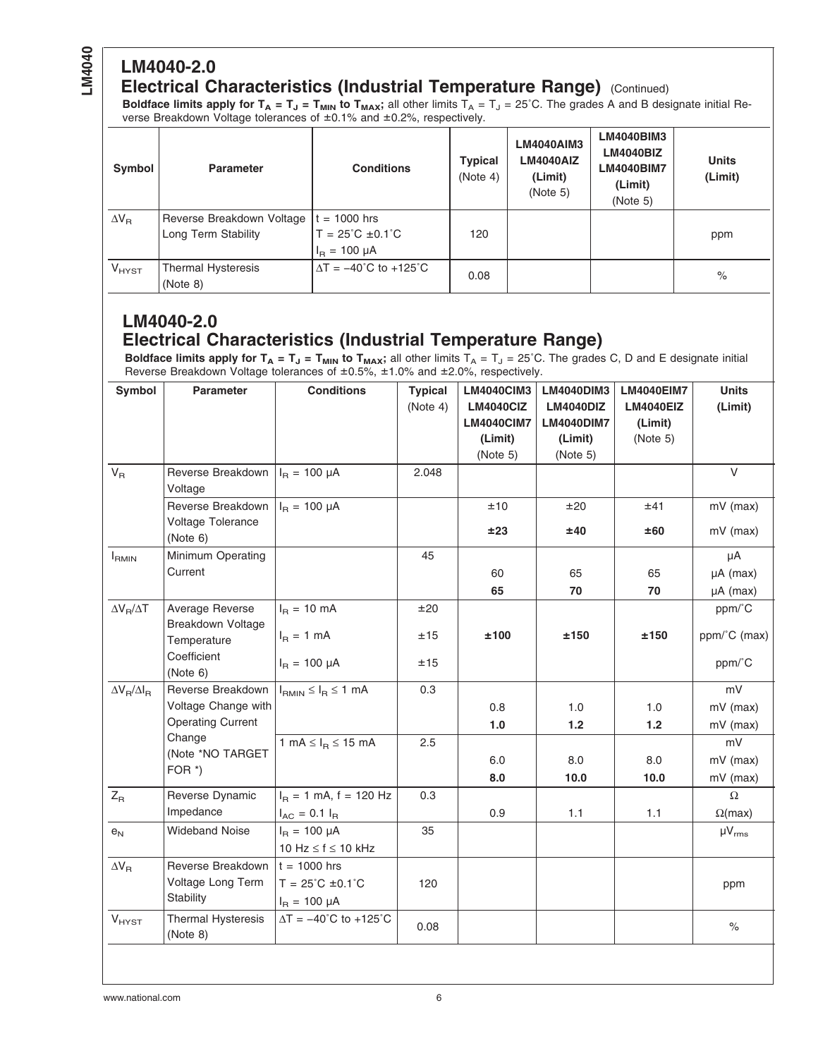## LM4040-2.0

## Electrical Characteristics (Industrial Temperature Range) (Continued)

**Boldface limits apply for $T_A = T_J = T_{MIN}$ to $T_{MAX}$;** all other limits $T_A = T_J = 25°C$. The grades A and B designate initial Reverse Breakdown Voltage tolerances of ±0.1% and ±0.2%, respectively.

| Symbol | Parameter | Conditions | Typical (Note 4) | LM4040AIM3 LM4040AIZ (Limit) (Note 5) | LM4040BIM3 LM4040BIZ LM4040BIM7 (Limit) (Note 5) | Units (Limit) |
|---|---|---|---|---|---|---|
| $\Delta V_R$ | Reverse Breakdown Voltage Long Term Stability | t = 1000 hrs<br>T = 25°C ±0.1°C<br>$I_R$ = 100 µA | 120 | | | ppm |
| $V_{HYST}$ | Thermal Hysteresis (Note 8) | $\Delta T$ = −40°C to +125°C | 0.08 | | | % |

## LM4040-2.0

## Electrical Characteristics (Industrial Temperature Range)

**Boldface limits apply for $T_A = T_J = T_{MIN}$ to $T_{MAX}$;** all other limits $T_A = T_J = 25°C$. The grades C, D and E designate initial Reverse Breakdown Voltage tolerances of ±0.5%, ±1.0% and ±2.0%, respectively.

| Symbol | Parameter | Conditions | Typical (Note 4) | LM4040CIM3 LM4040CIZ LM4040CIM7 (Limit) (Note 5) | LM4040DIM3 LM4040DIZ LM4040DIM7 (Limit) (Note 5) | LM4040EIM7 LM4040EIZ (Limit) (Note 5) | Units (Limit) |
|---|---|---|---|---|---|---|---|
| $V_R$ | Reverse Breakdown Voltage | $I_R$ = 100 µA | 2.048 | | | | V |
| | Reverse Breakdown Voltage Tolerance (Note 6) | $I_R$ = 100 µA | | ±10 | ±20 | ±41 | mV (max) |
| | | | | **±23** | **±40** | **±60** | mV (max) |
| $I_{RMIN}$ | Minimum Operating Current | | 45 | | | | µA |
| | | | | 60 | 65 | 65 | µA (max) |
| | | | | **65** | **70** | **70** | µA (max) |
| $\Delta V_R/\Delta T$ | Average Reverse Breakdown Voltage Temperature Coefficient (Note 6) | $I_R$ = 10 mA | ±20 | | | | ppm/°C |
| | | $I_R$ = 1 mA | ±15 | **±100** | **±150** | **±150** | ppm/°C (max) |
| | | $I_R$ = 100 µA | ±15 | | | | ppm/°C |
| $\Delta V_R/\Delta I_R$ | Reverse Breakdown Voltage Change with Operating Current Change (Note *NO TARGET FOR *) | $I_{RMIN} \leq I_R \leq$ 1 mA | 0.3 | | | | mV |
| | | | | 0.8 | 1.0 | 1.0 | mV (max) |
| | | | | **1.0** | **1.2** | **1.2** | mV (max) |
| | | 1 mA ≤ $I_R$ ≤ 15 mA | 2.5 | | | | mV |
| | | | | 6.0 | 8.0 | 8.0 | mV (max) |
| | | | | **8.0** | **10.0** | **10.0** | mV (max) |
| $Z_R$ | Reverse Dynamic Impedance | $I_R$ = 1 mA, f = 120 Hz<br>$I_{AC}$ = 0.1 $I_R$ | 0.3 | | | | Ω |
| | | | | 0.9 | 1.1 | 1.1 | Ω(max) |
| $e_N$ | Wideband Noise | $I_R$ = 100 µA<br>10 Hz ≤ f ≤ 10 kHz | 35 | | | | µ$V_{rms}$ |
| $\Delta V_R$ | Reverse Breakdown Voltage Long Term Stability | t = 1000 hrs<br>T = 25°C ±0.1°C<br>$I_R$ = 100 µA | 120 | | | | ppm |
| $V_{HYST}$ | Thermal Hysteresis (Note 8) | $\Delta T$ = −40°C to +125°C | 0.08 | | | | % |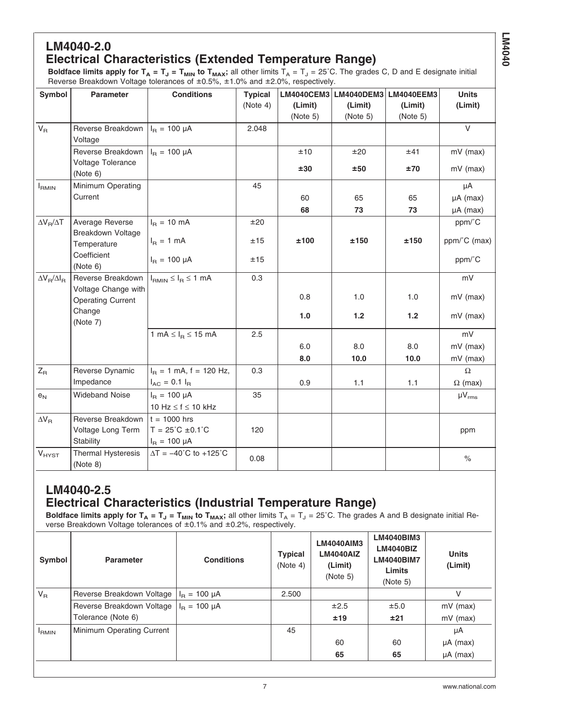## LM4040-2.0

## Electrical Characteristics (Extended Temperature Range)

**Boldface limits apply for $T_A = T_J = T_{MIN}$ to $T_{MAX}$;** all other limits $T_A = T_J = 25°C$. The grades C, D and E designate initial Reverse Breakdown Voltage tolerances of ±0.5%, ±1.0% and ±2.0%, respectively.

| Symbol | Parameter | Conditions | Typical (Note 4) | LM4040CEM3 (Limit) (Note 5) | LM4040DEM3 (Limit) (Note 5) | LM4040EEM3 (Limit) (Note 5) | Units (Limit) |
|---|---|---|---|---|---|---|---|
| $V_R$ | Reverse Breakdown Voltage | $I_R$ = 100 µA | 2.048 | | | | V |
| | Reverse Breakdown Voltage Tolerance (Note 6) | $I_R$ = 100 µA | | ±10 | ±20 | ±41 | mV (max) |
| | | | | **±30** | **±50** | **±70** | mV (max) |
| $I_{RMIN}$ | Minimum Operating Current | | 45 | | | | µA |
| | | | | 60 | 65 | 65 | µA (max) |
| | | | | **68** | **73** | **73** | µA (max) |
| $\Delta V_R/\Delta T$ | Average Reverse Breakdown Voltage Temperature Coefficient (Note 6) | $I_R$ = 10 mA | ±20 | | | | ppm/°C |
| | | $I_R$ = 1 mA | ±15 | **±100** | **±150** | **±150** | ppm/°C (max) |
| | | $I_R$ = 100 µA | ±15 | | | | ppm/°C |
| $\Delta V_R/\Delta I_R$ | Reverse Breakdown Voltage Change with Operating Current Change (Note 7) | $I_{RMIN} \leq I_R \leq$ 1 mA | 0.3 | | | | mV |
| | | | | 0.8 | 1.0 | 1.0 | mV (max) |
| | | | | **1.0** | **1.2** | **1.2** | mV (max) |
| | | 1 mA $\leq I_R \leq$ 15 mA | 2.5 | | | | mV |
| | | | | 6.0 | 8.0 | 8.0 | mV (max) |
| | | | | **8.0** | **10.0** | **10.0** | mV (max) |
| $Z_R$ | Reverse Dynamic Impedance | $I_R$ = 1 mA, f = 120 Hz, $I_{AC}$ = 0.1 $I_R$ | 0.3 | | | | Ω |
| | | | | 0.9 | 1.1 | 1.1 | Ω (max) |
| $e_N$ | Wideband Noise | $I_R$ = 100 µA, 10 Hz ≤ f ≤ 10 kHz | 35 | | | | $\mu V_{rms}$ |
| $\Delta V_R$ | Reverse Breakdown Voltage Long Term Stability | t = 1000 hrs, T = 25°C ±0.1°C, $I_R$ = 100 µA | 120 | | | | ppm |
| $V_{HYST}$ | Thermal Hysteresis (Note 8) | ΔT = −40°C to +125°C | 0.08 | | | | % |

## LM4040-2.5

## Electrical Characteristics (Industrial Temperature Range)

**Boldface limits apply for $T_A = T_J = T_{MIN}$ to $T_{MAX}$;** all other limits $T_A = T_J = 25°C$. The grades A and B designate initial Reverse Breakdown Voltage tolerances of ±0.1% and ±0.2%, respectively.

| Symbol | Parameter | Conditions | Typical (Note 4) | LM4040AIM3 LM4040AIZ (Limit) (Note 5) | LM4040BIM3 LM4040BIZ LM4040BIM7 Limits (Note 5) | Units (Limit) |
|---|---|---|---|---|---|---|
| $V_R$ | Reverse Breakdown Voltage | $I_R$ = 100 µA | 2.500 | | | V |
| | Reverse Breakdown Voltage Tolerance (Note 6) | $I_R$ = 100 µA | | ±2.5 | ±5.0 | mV (max) |
| | | | | **±19** | **±21** | mV (max) |
| $I_{RMIN}$ | Minimum Operating Current | | 45 | | | µA |
| | | | | 60 | 60 | µA (max) |
| | | | | **65** | **65** | µA (max) |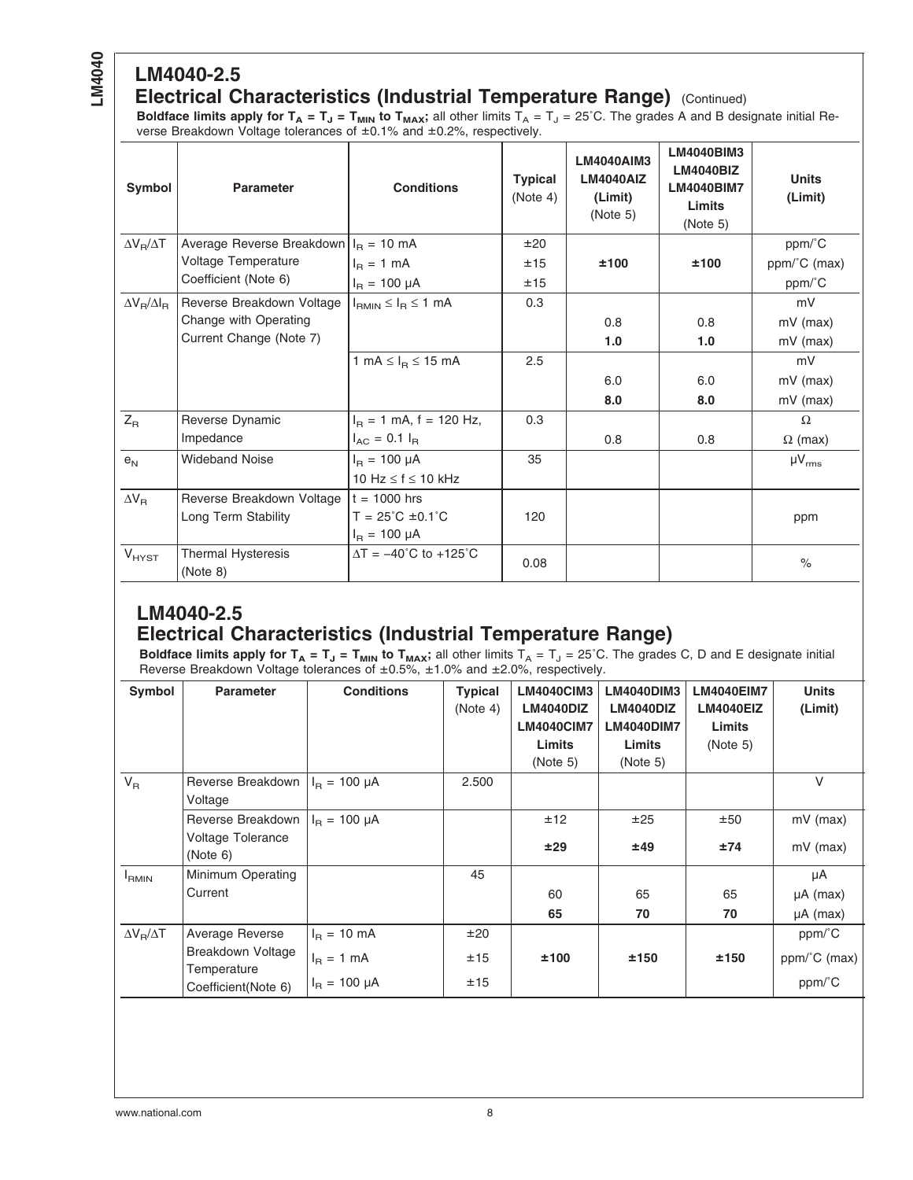## LM4040-2.5

## Electrical Characteristics (Industrial Temperature Range) (Continued)

**Boldface limits apply for $T_A = T_J = T_{MIN}$ to $T_{MAX}$;** all other limits $T_A = T_J = 25°C$. The grades A and B designate initial Reverse Breakdown Voltage tolerances of ±0.1% and ±0.2%, respectively.

| Symbol | Parameter | Conditions | Typical (Note 4) | LM4040AIM3 LM4040AIZ (Limit) (Note 5) | LM4040BIM3 LM4040BIZ LM4040BIM7 Limits (Note 5) | Units (Limit) |
|---|---|---|---|---|---|---|
| $\Delta V_R/\Delta T$ | Average Reverse Breakdown Voltage Temperature Coefficient (Note 6) | $I_R$ = 10 mA | ±20 | | | ppm/°C |
| | | $I_R$ = 1 mA | ±15 | **±100** | **±100** | ppm/°C (max) |
| | | $I_R$ = 100 µA | ±15 | | | ppm/°C |
| $\Delta V_R/\Delta I_R$ | Reverse Breakdown Voltage Change with Operating Current Change (Note 7) | $I_{RMIN} \leq I_R \leq$ 1 mA | 0.3 | | | mV |
| | | | | 0.8 | 0.8 | mV (max) |
| | | | | **1.0** | **1.0** | mV (max) |
| | | 1 mA $\leq I_R \leq$ 15 mA | 2.5 | | | mV |
| | | | | 6.0 | 6.0 | mV (max) |
| | | | | **8.0** | **8.0** | mV (max) |
| $Z_R$ | Reverse Dynamic Impedance | $I_R$ = 1 mA, f = 120 Hz, $I_{AC}$ = 0.1 $I_R$ | 0.3 | | | Ω |
| | | | | 0.8 | 0.8 | Ω (max) |
| $e_N$ | Wideband Noise | $I_R$ = 100 µA, 10 Hz ≤ f ≤ 10 kHz | 35 | | | $\mu V_{rms}$ |
| $\Delta V_R$ | Reverse Breakdown Voltage Long Term Stability | t = 1000 hrs, T = 25°C ±0.1°C, $I_R$ = 100 µA | 120 | | | ppm |
| $V_{HYST}$ | Thermal Hysteresis (Note 8) | ΔT = −40°C to +125°C | 0.08 | | | % |

## LM4040-2.5

## Electrical Characteristics (Industrial Temperature Range)

**Boldface limits apply for $T_A = T_J = T_{MIN}$ to $T_{MAX}$;** all other limits $T_A = T_J = 25°C$. The grades C, D and E designate initial Reverse Breakdown Voltage tolerances of ±0.5%, ±1.0% and ±2.0%, respectively.

| Symbol | Parameter | Conditions | Typical (Note 4) | LM4040CIM3 LM4040DIZ LM4040CIM7 Limits (Note 5) | LM4040DIM3 LM4040DIZ LM4040DIM7 Limits (Note 5) | LM4040EIM7 LM4040EIZ Limits (Note 5) | Units (Limit) |
|---|---|---|---|---|---|---|---|
| $V_R$ | Reverse Breakdown Voltage | $I_R$ = 100 µA | 2.500 | | | | V |
| | Reverse Breakdown Voltage Tolerance (Note 6) | $I_R$ = 100 µA | | ±12 | ±25 | ±50 | mV (max) |
| | | | | **±29** | **±49** | **±74** | mV (max) |
| $I_{RMIN}$ | Minimum Operating Current | | 45 | | | | µA |
| | | | | 60 | 65 | 65 | µA (max) |
| | | | | **65** | **70** | **70** | µA (max) |
| $\Delta V_R/\Delta T$ | Average Reverse Breakdown Voltage Temperature Coefficient(Note 6) | $I_R$ = 10 mA | ±20 | | | | ppm/°C |
| | | $I_R$ = 1 mA | ±15 | **±100** | **±150** | **±150** | ppm/°C (max) |
| | | $I_R$ = 100 µA | ±15 | | | | ppm/°C |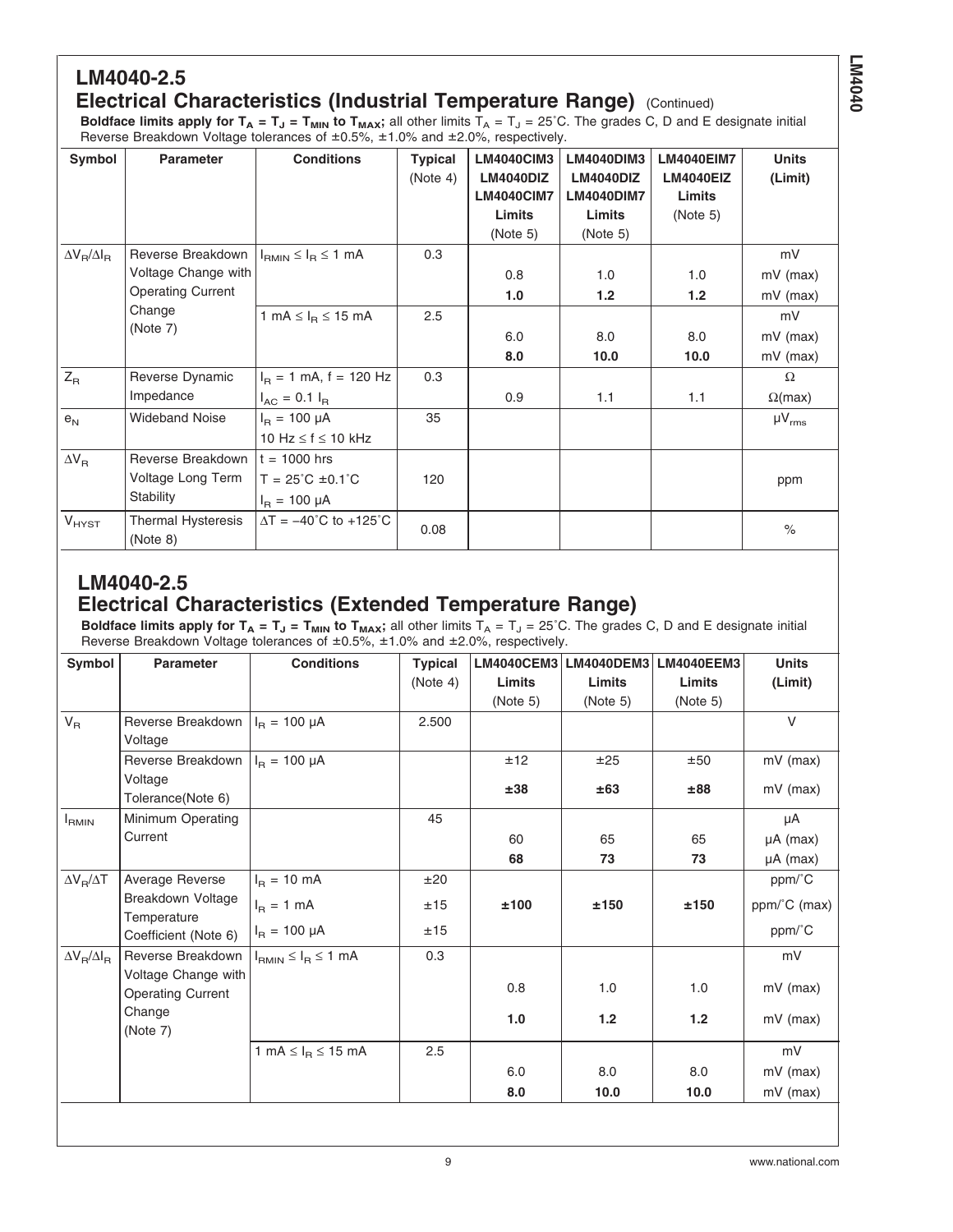## LM4040-2.5

## Electrical Characteristics (Industrial Temperature Range) (Continued)

**Boldface limits apply for $T_A = T_J = T_{MIN}$ to $T_{MAX}$;** all other limits $T_A = T_J = 25°C$. The grades C, D and E designate initial Reverse Breakdown Voltage tolerances of ±0.5%, ±1.0% and ±2.0%, respectively.

| Symbol | Parameter | Conditions | Typical (Note 4) | LM4040CIM3 LM4040DIZ LM4040CIM7 Limits (Note 5) | LM4040DIM3 LM4040DIZ LM4040DIM7 Limits (Note 5) | LM4040EIM7 LM4040EIZ Limits (Note 5) | Units (Limit) |
|---|---|---|---|---|---|---|---|
| $\Delta V_R/\Delta I_R$ | Reverse Breakdown Voltage Change with Operating Current Change (Note 7) | $I_{RMIN} \leq I_R \leq 1$ mA | 0.3 | | | | mV |
| | | | | 0.8 | 1.0 | 1.0 | mV (max) |
| | | | | **1.0** | **1.2** | **1.2** | mV (max) |
| | | 1 mA $\leq I_R \leq$ 15 mA | 2.5 | | | | mV |
| | | | | 6.0 | 8.0 | 8.0 | mV (max) |
| | | | | **8.0** | **10.0** | **10.0** | mV (max) |
| $Z_R$ | Reverse Dynamic Impedance | $I_R$ = 1 mA, f = 120 Hz | 0.3 | | | | Ω |
| | | $I_{AC} = 0.1\ I_R$ | | 0.9 | 1.1 | 1.1 | Ω(max) |
| $e_N$ | Wideband Noise | $I_R$ = 100 µA<br>10 Hz ≤ f ≤ 10 kHz | 35 | | | | $\mu V_{rms}$ |
| $\Delta V_R$ | Reverse Breakdown Voltage Long Term Stability | t = 1000 hrs<br>T = 25°C ±0.1°C<br>$I_R$ = 100 µA | 120 | | | | ppm |
| $V_{HYST}$ | Thermal Hysteresis (Note 8) | ΔT = −40°C to +125°C | 0.08 | | | | % |

## LM4040-2.5

## Electrical Characteristics (Extended Temperature Range)

**Boldface limits apply for $T_A = T_J = T_{MIN}$ to $T_{MAX}$;** all other limits $T_A = T_J = 25°C$. The grades C, D and E designate initial Reverse Breakdown Voltage tolerances of ±0.5%, ±1.0% and ±2.0%, respectively.

| Symbol | Parameter | Conditions | Typical (Note 4) | LM4040CEM3 Limits (Note 5) | LM4040DEM3 Limits (Note 5) | LM4040EEM3 Limits (Note 5) | Units (Limit) |
|---|---|---|---|---|---|---|---|
| $V_R$ | Reverse Breakdown Voltage | $I_R$ = 100 µA | 2.500 | | | | V |
| | Reverse Breakdown Voltage Tolerance(Note 6) | $I_R$ = 100 µA | | ±12 | ±25 | ±50 | mV (max) |
| | | | | **±38** | **±63** | **±88** | mV (max) |
| $I_{RMIN}$ | Minimum Operating Current | | 45 | | | | µA |
| | | | | 60 | 65 | 65 | µA (max) |
| | | | | **68** | **73** | **73** | µA (max) |
| $\Delta V_R/\Delta T$ | Average Reverse Breakdown Voltage Temperature Coefficient (Note 6) | $I_R$ = 10 mA | ±20 | | | | ppm/°C |
| | | $I_R$ = 1 mA | ±15 | **±100** | **±150** | **±150** | ppm/°C (max) |
| | | $I_R$ = 100 µA | ±15 | | | | ppm/°C |
| $\Delta V_R/\Delta I_R$ | Reverse Breakdown Voltage Change with Operating Current Change (Note 7) | $I_{RMIN} \leq I_R \leq 1$ mA | 0.3 | | | | mV |
| | | | | 0.8 | 1.0 | 1.0 | mV (max) |
| | | | | **1.0** | **1.2** | **1.2** | mV (max) |
| | | 1 mA $\leq I_R \leq$ 15 mA | 2.5 | | | | mV |
| | | | | 6.0 | 8.0 | 8.0 | mV (max) |
| | | | | **8.0** | **10.0** | **10.0** | mV (max) |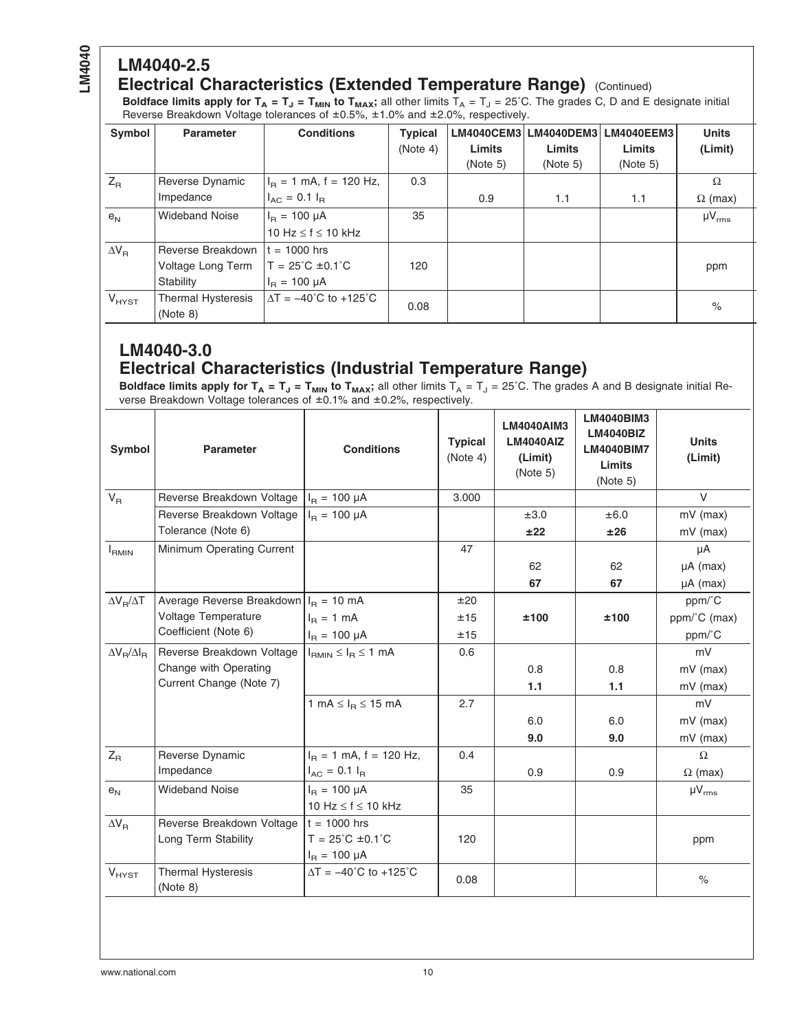## LM4040-2.5

## Electrical Characteristics (Extended Temperature Range) (Continued)

**Boldface limits apply for $T_A = T_J = T_{MIN}$ to $T_{MAX}$;** all other limits $T_A = T_J = 25°C$. The grades C, D and E designate initial Reverse Breakdown Voltage tolerances of ±0.5%, ±1.0% and ±2.0%, respectively.

| Symbol | Parameter | Conditions | Typical (Note 4) | LM4040CEM3 Limits (Note 5) | LM4040DEM3 Limits (Note 5) | LM4040EEM3 Limits (Note 5) | Units (Limit) |
|---|---|---|---|---|---|---|---|
| $Z_R$ | Reverse Dynamic Impedance | $I_R$ = 1 mA, f = 120 Hz, $I_{AC}$ = 0.1 $I_R$ | 0.3 | | | | Ω |
| | | | | 0.9 | 1.1 | 1.1 | Ω (max) |
| $e_N$ | Wideband Noise | $I_R$ = 100 µA, 10 Hz ≤ f ≤ 10 kHz | 35 | | | | $µV_{rms}$ |
| $\Delta V_R$ | Reverse Breakdown Voltage Long Term Stability | t = 1000 hrs, T = 25°C ±0.1°C, $I_R$ = 100 µA | 120 | | | | ppm |
| $V_{HYST}$ | Thermal Hysteresis (Note 8) | $\Delta T$ = −40°C to +125°C | 0.08 | | | | % |

## LM4040-3.0

## Electrical Characteristics (Industrial Temperature Range)

**Boldface limits apply for $T_A = T_J = T_{MIN}$ to $T_{MAX}$;** all other limits $T_A = T_J = 25°C$. The grades A and B designate initial Reverse Breakdown Voltage tolerances of ±0.1% and ±0.2%, respectively.

| Symbol | Parameter | Conditions | Typical (Note 4) | LM4040AIM3 LM4040AIZ (Limit) (Note 5) | LM4040BIM3 LM4040BIZ LM4040BIM7 Limits (Note 5) | Units (Limit) |
|---|---|---|---|---|---|---|
| $V_R$ | Reverse Breakdown Voltage | $I_R$ = 100 µA | 3.000 | | | V |
| | Reverse Breakdown Voltage Tolerance (Note 6) | $I_R$ = 100 µA | | ±3.0 | ±6.0 | mV (max) |
| | | | | **±22** | **±26** | mV (max) |
| $I_{RMIN}$ | Minimum Operating Current | | 47 | | | µA |
| | | | | 62 | 62 | µA (max) |
| | | | | **67** | **67** | µA (max) |
| $\Delta V_R/\Delta T$ | Average Reverse Breakdown Voltage Temperature Coefficient (Note 6) | $I_R$ = 10 mA | ±20 | | | ppm/°C |
| | | $I_R$ = 1 mA | ±15 | **±100** | **±100** | ppm/°C (max) |
| | | $I_R$ = 100 µA | ±15 | | | ppm/°C |
| $\Delta V_R/\Delta I_R$ | Reverse Breakdown Voltage Change with Operating Current Change (Note 7) | $I_{RMIN} \leq I_R \leq$ 1 mA | 0.6 | | | mV |
| | | | | 0.8 | 0.8 | mV (max) |
| | | | | **1.1** | **1.1** | mV (max) |
| | | 1 mA ≤ $I_R$ ≤ 15 mA | 2.7 | | | mV |
| | | | | 6.0 | 6.0 | mV (max) |
| | | | | **9.0** | **9.0** | mV (max) |
| $Z_R$ | Reverse Dynamic Impedance | $I_R$ = 1 mA, f = 120 Hz, $I_{AC}$ = 0.1 $I_R$ | 0.4 | | | Ω |
| | | | | 0.9 | 0.9 | Ω (max) |
| $e_N$ | Wideband Noise | $I_R$ = 100 µA, 10 Hz ≤ f ≤ 10 kHz | 35 | | | $µV_{rms}$ |
| $\Delta V_R$ | Reverse Breakdown Voltage Long Term Stability | t = 1000 hrs, T = 25°C ±0.1°C, $I_R$ = 100 µA | 120 | | | ppm |
| $V_{HYST}$ | Thermal Hysteresis (Note 8) | $\Delta T$ = −40°C to +125°C | 0.08 | | | % |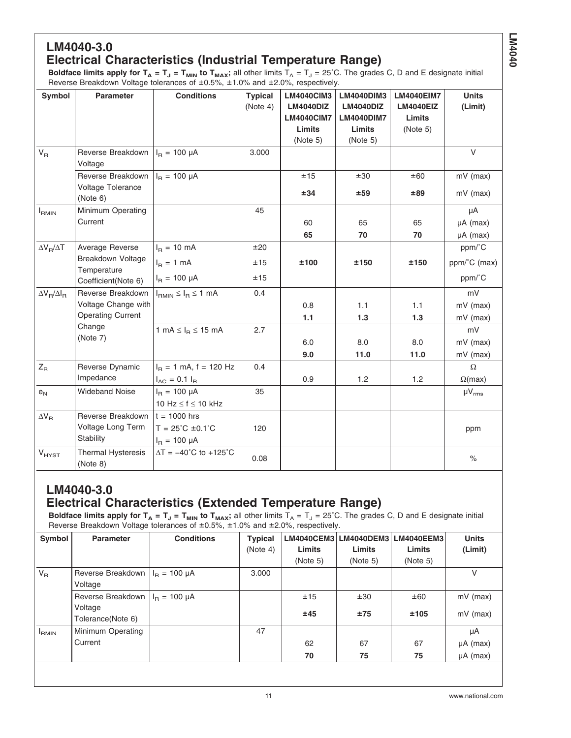## LM4040-3.0

## Electrical Characteristics (Industrial Temperature Range)

**Boldface limits apply for $T_A = T_J = T_{MIN}$ to $T_{MAX}$;** all other limits $T_A = T_J = 25°C$. The grades C, D and E designate initial Reverse Breakdown Voltage tolerances of ±0.5%, ±1.0% and ±2.0%, respectively.

| Symbol | Parameter | Conditions | Typical (Note 4) | LM4040CIM3 LM4040DIZ LM4040CIM7 Limits (Note 5) | LM4040DIM3 LM4040DIZ LM4040DIM7 Limits (Note 5) | LM4040EIM7 LM4040EIZ Limits (Note 5) | Units (Limit) |
|---|---|---|---|---|---|---|---|
| $V_R$ | Reverse Breakdown Voltage | $I_R$ = 100 µA | 3.000 | | | | V |
| | Reverse Breakdown Voltage Tolerance (Note 6) | $I_R$ = 100 µA | | ±15 | ±30 | ±60 | mV (max) |
| | | | | **±34** | **±59** | **±89** | mV (max) |
| $I_{RMIN}$ | Minimum Operating Current | | 45 | | | | µA |
| | | | | 60 | 65 | 65 | µA (max) |
| | | | | **65** | **70** | **70** | µA (max) |
| $\Delta V_R/\Delta T$ | Average Reverse Breakdown Voltage Temperature Coefficient(Note 6) | $I_R$ = 10 mA | ±20 | | | | ppm/°C |
| | | $I_R$ = 1 mA | ±15 | **±100** | **±150** | **±150** | ppm/°C (max) |
| | | $I_R$ = 100 µA | ±15 | | | | ppm/°C |
| $\Delta V_R/\Delta I_R$ | Reverse Breakdown Voltage Change with Operating Current Change (Note 7) | $I_{RMIN} \leq I_R \leq$ 1 mA | 0.4 | | | | mV |
| | | | | 0.8 | 1.1 | 1.1 | mV (max) |
| | | | | **1.1** | **1.3** | **1.3** | mV (max) |
| | | 1 mA ≤ $I_R$ ≤ 15 mA | 2.7 | | | | mV |
| | | | | 6.0 | 8.0 | 8.0 | mV (max) |
| | | | | **9.0** | **11.0** | **11.0** | mV (max) |
| $Z_R$ | Reverse Dynamic Impedance | $I_R$ = 1 mA, f = 120 Hz | 0.4 | | | | Ω |
| | | $I_{AC}$ = 0.1 $I_R$ | | 0.9 | 1.2 | 1.2 | Ω(max) |
| $e_N$ | Wideband Noise | $I_R$ = 100 µA, 10 Hz ≤ f ≤ 10 kHz | 35 | | | | $\mu V_{rms}$ |
| $\Delta V_R$ | Reverse Breakdown Voltage Long Term Stability | t = 1000 hrs, T = 25°C ±0.1°C, $I_R$ = 100 µA | 120 | | | | ppm |
| $V_{HYST}$ | Thermal Hysteresis (Note 8) | ΔT = −40°C to +125°C | 0.08 | | | | % |

## LM4040-3.0

## Electrical Characteristics (Extended Temperature Range)

**Boldface limits apply for $T_A = T_J = T_{MIN}$ to $T_{MAX}$;** all other limits $T_A = T_J = 25°C$. The grades C, D and E designate initial Reverse Breakdown Voltage tolerances of ±0.5%, ±1.0% and ±2.0%, respectively.

| Symbol | Parameter | Conditions | Typical (Note 4) | LM4040CEM3 Limits (Note 5) | LM4040DEM3 Limits (Note 5) | LM4040EEM3 Limits (Note 5) | Units (Limit) |
|---|---|---|---|---|---|---|---|
| $V_R$ | Reverse Breakdown Voltage | $I_R$ = 100 µA | 3.000 | | | | V |
| | Reverse Breakdown Voltage Tolerance(Note 6) | $I_R$ = 100 µA | | ±15 | ±30 | ±60 | mV (max) |
| | | | | **±45** | **±75** | **±105** | mV (max) |
| $I_{RMIN}$ | Minimum Operating Current | | 47 | | | | µA |
| | | | | 62 | 67 | 67 | µA (max) |
| | | | | **70** | **75** | **75** | µA (max) |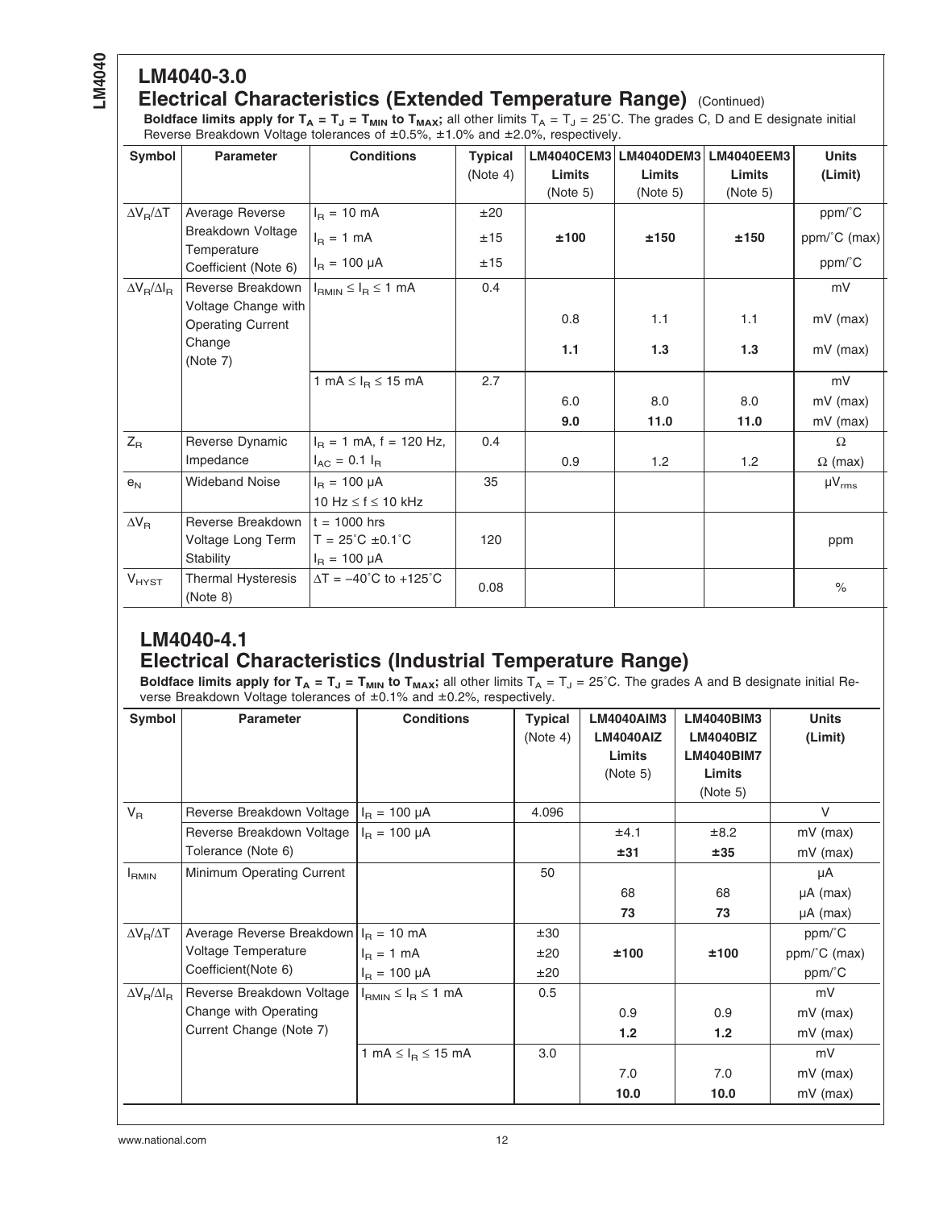## LM4040-3.0

## Electrical Characteristics (Extended Temperature Range) (Continued)

**Boldface limits apply for $T_A = T_J = T_{MIN}$ to $T_{MAX}$;** all other limits $T_A = T_J = 25°C$. The grades C, D and E designate initial Reverse Breakdown Voltage tolerances of ±0.5%, ±1.0% and ±2.0%, respectively.

| Symbol | Parameter | Conditions | Typical (Note 4) | LM4040CEM3 Limits (Note 5) | LM4040DEM3 Limits (Note 5) | LM4040EEM3 Limits (Note 5) | Units (Limit) |
|---|---|---|---|---|---|---|---|
| $\Delta V_R/\Delta T$ | Average Reverse Breakdown Voltage Temperature Coefficient (Note 6) | $I_R$ = 10 mA | ±20 | | | | ppm/°C |
| | | $I_R$ = 1 mA | ±15 | **±100** | **±150** | **±150** | ppm/°C (max) |
| | | $I_R$ = 100 µA | ±15 | | | | ppm/°C |
| $\Delta V_R/\Delta I_R$ | Reverse Breakdown Voltage Change with Operating Current Change (Note 7) | $I_{RMIN} \leq I_R \leq$ 1 mA | 0.4 | | | | mV |
| | | | | 0.8 | 1.1 | 1.1 | mV (max) |
| | | | | **1.1** | **1.3** | **1.3** | mV (max) |
| | | 1 mA $\leq I_R \leq$ 15 mA | 2.7 | | | | mV |
| | | | | 6.0 | 8.0 | 8.0 | mV (max) |
| | | | | **9.0** | **11.0** | **11.0** | mV (max) |
| $Z_R$ | Reverse Dynamic Impedance | $I_R$ = 1 mA, f = 120 Hz, $I_{AC}$ = 0.1 $I_R$ | 0.4 | | | | Ω |
| | | | | 0.9 | 1.2 | 1.2 | Ω (max) |
| $e_N$ | Wideband Noise | $I_R$ = 100 µA, 10 Hz ≤ f ≤ 10 kHz | 35 | | | | $\mu V_{rms}$ |
| $\Delta V_R$ | Reverse Breakdown Voltage Long Term Stability | t = 1000 hrs, T = 25°C ±0.1°C, $I_R$ = 100 µA | 120 | | | | ppm |
| $V_{HYST}$ | Thermal Hysteresis (Note 8) | ΔT = −40°C to +125°C | 0.08 | | | | % |

## LM4040-4.1

## Electrical Characteristics (Industrial Temperature Range)

**Boldface limits apply for $T_A = T_J = T_{MIN}$ to $T_{MAX}$;** all other limits $T_A = T_J = 25°C$. The grades A and B designate initial Reverse Breakdown Voltage tolerances of ±0.1% and ±0.2%, respectively.

| Symbol | Parameter | Conditions | Typical (Note 4) | LM4040AIM3 LM4040AIZ Limits (Note 5) | LM4040BIM3 LM4040BIZ LM4040BIM7 Limits (Note 5) | Units (Limit) |
|---|---|---|---|---|---|---|
| $V_R$ | Reverse Breakdown Voltage | $I_R$ = 100 µA | 4.096 | | | V |
| | Reverse Breakdown Voltage Tolerance (Note 6) | $I_R$ = 100 µA | | ±4.1 | ±8.2 | mV (max) |
| | | | | **±31** | **±35** | mV (max) |
| $I_{RMIN}$ | Minimum Operating Current | | 50 | | | µA |
| | | | | 68 | 68 | µA (max) |
| | | | | **73** | **73** | µA (max) |
| $\Delta V_R/\Delta T$ | Average Reverse Breakdown Voltage Temperature Coefficient(Note 6) | $I_R$ = 10 mA | ±30 | | | ppm/°C |
| | | $I_R$ = 1 mA | ±20 | **±100** | **±100** | ppm/°C (max) |
| | | $I_R$ = 100 µA | ±20 | | | ppm/°C |
| $\Delta V_R/\Delta I_R$ | Reverse Breakdown Voltage Change with Operating Current Change (Note 7) | $I_{RMIN} \leq I_R \leq$ 1 mA | 0.5 | | | mV |
| | | | | 0.9 | 0.9 | mV (max) |
| | | | | **1.2** | **1.2** | mV (max) |
| | | 1 mA $\leq I_R \leq$ 15 mA | 3.0 | | | mV |
| | | | | 7.0 | 7.0 | mV (max) |
| | | | | **10.0** | **10.0** | mV (max) |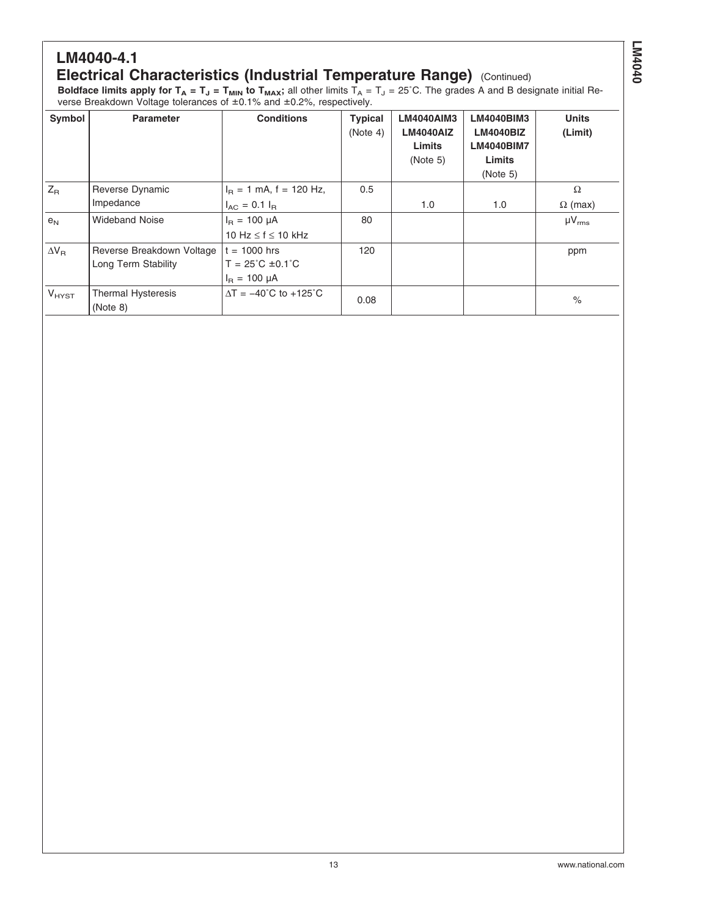# LM4040-4.1

## Electrical Characteristics (Industrial Temperature Range) (Continued)

**Boldface limits apply for $T_A = T_J = T_{MIN}$ to $T_{MAX}$;** all other limits $T_A = T_J = 25°C$. The grades A and B designate initial Reverse Breakdown Voltage tolerances of ±0.1% and ±0.2%, respectively.

| Symbol | Parameter | Conditions | Typical (Note 4) | LM4040AIM3 LM4040AIZ Limits (Note 5) | LM4040BIM3 LM4040BIZ LM4040BIM7 Limits (Note 5) | Units (Limit) |
|---|---|---|---|---|---|---|
| $Z_R$ | Reverse Dynamic Impedance | $I_R = 1$ mA, f = 120 Hz, $I_{AC} = 0.1\ I_R$ | 0.5 | | | Ω |
| | | | | 1.0 | 1.0 | Ω (max) |
| $e_N$ | Wideband Noise | $I_R = 100$ µA, 10 Hz ≤ f ≤ 10 kHz | 80 | | | $\mu V_{rms}$ |
| $\Delta V_R$ | Reverse Breakdown Voltage Long Term Stability | t = 1000 hrs, T = 25°C ±0.1°C, $I_R = 100$ µA | 120 | | | ppm |
| $V_{HYST}$ | Thermal Hysteresis (Note 8) | ΔT = −40°C to +125°C | 0.08 | | | % |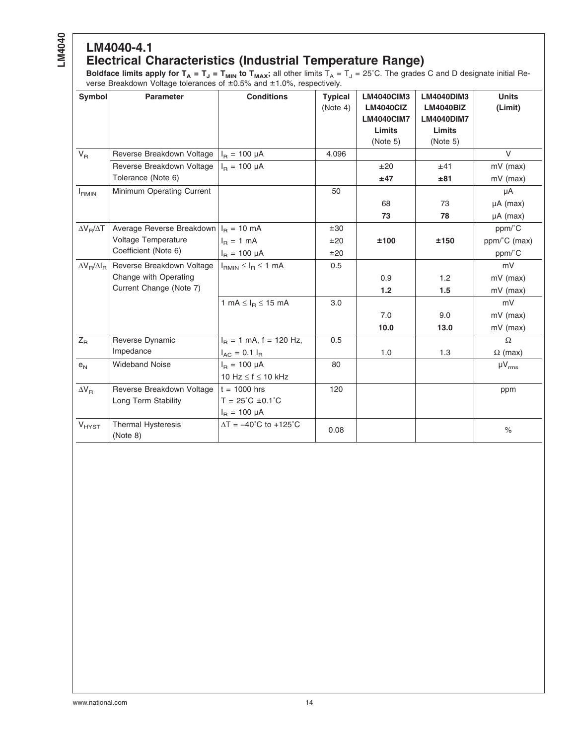## LM4040-4.1

## Electrical Characteristics (Industrial Temperature Range)

**Boldface limits apply for $T_A = T_J = T_{MIN}$ to $T_{MAX}$;** all other limits $T_A = T_J = 25$°C. The grades C and D designate initial Reverse Breakdown Voltage tolerances of ±0.5% and ±1.0%, respectively.

| Symbol | Parameter | Conditions | Typical (Note 4) | LM4040CIM3 LM4040CIZ LM4040CIM7 Limits (Note 5) | LM4040DIM3 LM4040BIZ LM4040DIM7 Limits (Note 5) | Units (Limit) |
|---|---|---|---|---|---|---|
| $V_R$ | Reverse Breakdown Voltage | $I_R$ = 100 µA | 4.096 | | | V |
| | Reverse Breakdown Voltage Tolerance (Note 6) | $I_R$ = 100 µA | | ±20 | ±41 | mV (max) |
| | | | | **±47** | **±81** | mV (max) |
| $I_{RMIN}$ | Minimum Operating Current | | 50 | | | µA |
| | | | | 68 | 73 | µA (max) |
| | | | | **73** | **78** | µA (max) |
| $\Delta V_R/\Delta T$ | Average Reverse Breakdown Voltage Temperature Coefficient (Note 6) | $I_R$ = 10 mA | ±30 | | | ppm/°C |
| | | $I_R$ = 1 mA | ±20 | **±100** | **±150** | ppm/°C (max) |
| | | $I_R$ = 100 µA | ±20 | | | ppm/°C |
| $\Delta V_R/\Delta I_R$ | Reverse Breakdown Voltage Change with Operating Current Change (Note 7) | $I_{RMIN} \le I_R \le$ 1 mA | 0.5 | | | mV |
| | | | | 0.9 | 1.2 | mV (max) |
| | | | | **1.2** | **1.5** | mV (max) |
| | | 1 mA $\le I_R \le$ 15 mA | 3.0 | | | mV |
| | | | | 7.0 | 9.0 | mV (max) |
| | | | | **10.0** | **13.0** | mV (max) |
| $Z_R$ | Reverse Dynamic Impedance | $I_R$ = 1 mA, f = 120 Hz, $I_{AC} = 0.1\ I_R$ | 0.5 | | | Ω |
| | | | | 1.0 | 1.3 | Ω (max) |
| $e_N$ | Wideband Noise | $I_R$ = 100 µA, 10 Hz ≤ f ≤ 10 kHz | 80 | | | $\mu V_{rms}$ |
| $\Delta V_R$ | Reverse Breakdown Voltage Long Term Stability | t = 1000 hrs, T = 25°C ±0.1°C, $I_R$ = 100 µA | 120 | | | ppm |
| $V_{HYST}$ | Thermal Hysteresis (Note 8) | ΔT = −40°C to +125°C | 0.08 | | | % |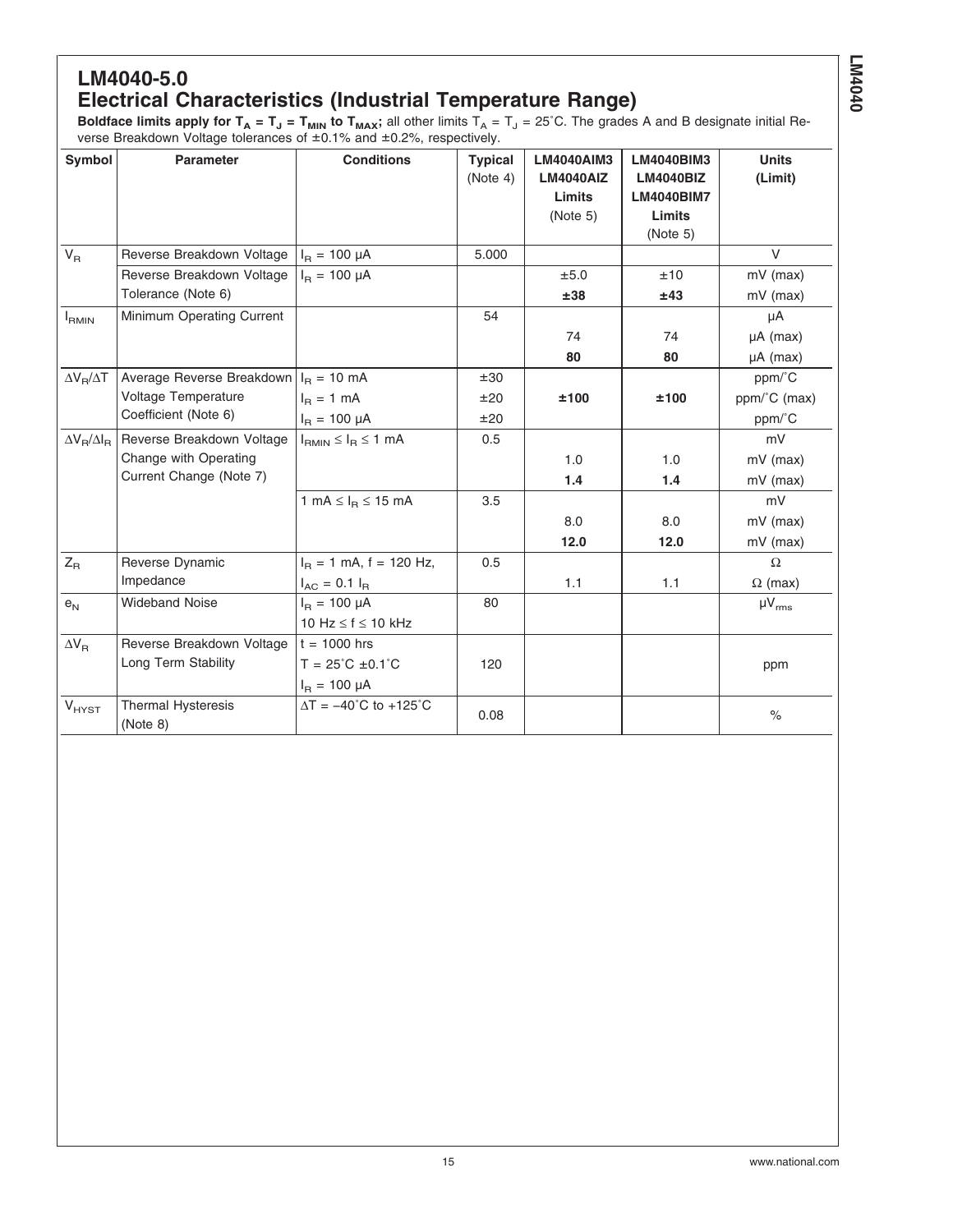# LM4040-5.0

## Electrical Characteristics (Industrial Temperature Range)

**Boldface limits apply for $T_A = T_J = T_{MIN}$ to $T_{MAX}$;** all other limits $T_A = T_J = 25^\circ C$. The grades A and B designate initial Reverse Breakdown Voltage tolerances of ±0.1% and ±0.2%, respectively.

| Symbol | Parameter | Conditions | Typical (Note 4) | LM4040AIM3 LM4040AIZ Limits (Note 5) | LM4040BIM3 LM4040BIZ LM4040BIM7 Limits (Note 5) | Units (Limit) |
|---|---|---|---|---|---|---|
| $V_R$ | Reverse Breakdown Voltage | $I_R$ = 100 µA | 5.000 | | | V |
| | Reverse Breakdown Voltage Tolerance (Note 6) | $I_R$ = 100 µA | | ±5.0 | ±10 | mV (max) |
| | | | | **±38** | **±43** | mV (max) |
| $I_{RMIN}$ | Minimum Operating Current | | 54 | | | µA |
| | | | | 74 | 74 | µA (max) |
| | | | | **80** | **80** | µA (max) |
| $\Delta V_R/\Delta T$ | Average Reverse Breakdown Voltage Temperature Coefficient (Note 6) | $I_R$ = 10 mA | ±30 | | | ppm/°C |
| | | $I_R$ = 1 mA | ±20 | **±100** | **±100** | ppm/°C (max) |
| | | $I_R$ = 100 µA | ±20 | | | ppm/°C |
| $\Delta V_R/\Delta I_R$ | Reverse Breakdown Voltage Change with Operating Current Change (Note 7) | $I_{RMIN} \le I_R \le$ 1 mA | 0.5 | | | mV |
| | | | | 1.0 | 1.0 | mV (max) |
| | | | | **1.4** | **1.4** | mV (max) |
| | | 1 mA $\le I_R \le$ 15 mA | 3.5 | | | mV |
| | | | | 8.0 | 8.0 | mV (max) |
| | | | | **12.0** | **12.0** | mV (max) |
| $Z_R$ | Reverse Dynamic Impedance | $I_R$ = 1 mA, f = 120 Hz, $I_{AC} = 0.1\ I_R$ | 0.5 | | | Ω |
| | | | | 1.1 | 1.1 | Ω (max) |
| $e_N$ | Wideband Noise | $I_R$ = 100 µA, 10 Hz ≤ f ≤ 10 kHz | 80 | | | $\mu V_{rms}$ |
| $\Delta V_R$ | Reverse Breakdown Voltage Long Term Stability | t = 1000 hrs, T = 25°C ±0.1°C, $I_R$ = 100 µA | 120 | | | ppm |
| $V_{HYST}$ | Thermal Hysteresis (Note 8) | ΔT = −40°C to +125°C | 0.08 | | | % |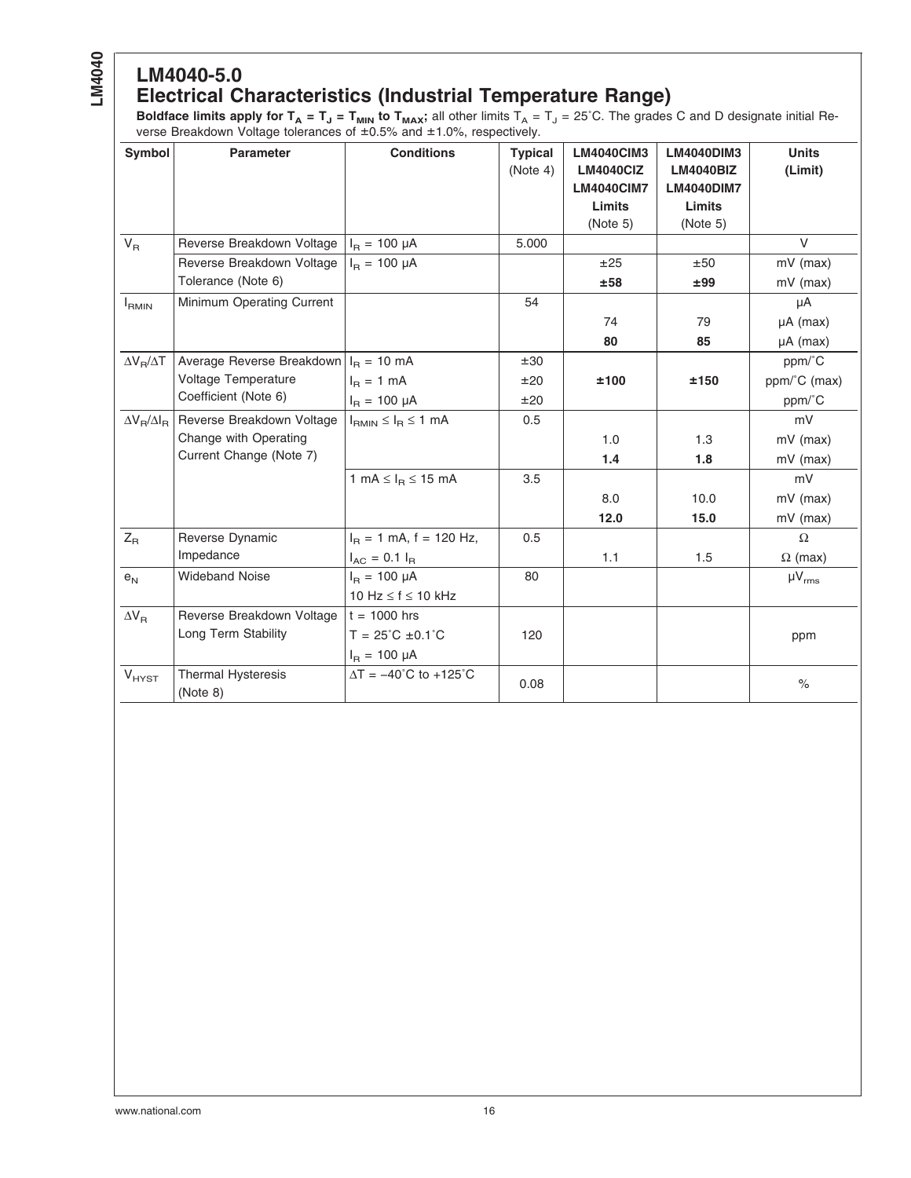# LM4040-5.0
## Electrical Characteristics (Industrial Temperature Range)

**Boldface limits apply for $T_A = T_J = T_{MIN}$ to $T_{MAX}$;** all other limits $T_A = T_J = 25°C$. The grades C and D designate initial Reverse Breakdown Voltage tolerances of ±0.5% and ±1.0%, respectively.

| Symbol | Parameter | Conditions | Typical (Note 4) | LM4040CIM3 LM4040CIZ LM4040CIM7 Limits (Note 5) | LM4040DIM3 LM4040BIZ LM4040DIM7 Limits (Note 5) | Units (Limit) |
|---|---|---|---|---|---|---|
| $V_R$ | Reverse Breakdown Voltage | $I_R$ = 100 µA | 5.000 | | | V |
| | Reverse Breakdown Voltage Tolerance (Note 6) | $I_R$ = 100 µA | | ±25 | ±50 | mV (max) |
| | | | | **±58** | **±99** | mV (max) |
| $I_{RMIN}$ | Minimum Operating Current | | 54 | | | µA |
| | | | | 74 | 79 | µA (max) |
| | | | | **80** | **85** | µA (max) |
| $\Delta V_R/\Delta T$ | Average Reverse Breakdown Voltage Temperature Coefficient (Note 6) | $I_R$ = 10 mA | ±30 | | | ppm/°C |
| | | $I_R$ = 1 mA | ±20 | **±100** | **±150** | ppm/°C (max) |
| | | $I_R$ = 100 µA | ±20 | | | ppm/°C |
| $\Delta V_R/\Delta I_R$ | Reverse Breakdown Voltage Change with Operating Current Change (Note 7) | $I_{RMIN} \leq I_R \leq$ 1 mA | 0.5 | | | mV |
| | | | | 1.0 | 1.3 | mV (max) |
| | | | | **1.4** | **1.8** | mV (max) |
| | | 1 mA $\leq I_R \leq$ 15 mA | 3.5 | | | mV |
| | | | | 8.0 | 10.0 | mV (max) |
| | | | | **12.0** | **15.0** | mV (max) |
| $Z_R$ | Reverse Dynamic Impedance | $I_R$ = 1 mA, f = 120 Hz, $I_{AC} = 0.1\ I_R$ | 0.5 | | | Ω |
| | | | | 1.1 | 1.5 | Ω (max) |
| $e_N$ | Wideband Noise | $I_R$ = 100 µA<br>10 Hz ≤ f ≤ 10 kHz | 80 | | | $\mu V_{rms}$ |
| $\Delta V_R$ | Reverse Breakdown Voltage Long Term Stability | t = 1000 hrs<br>T = 25°C ±0.1°C<br>$I_R$ = 100 µA | 120 | | | ppm |
| $V_{HYST}$ | Thermal Hysteresis (Note 8) | ΔT = −40°C to +125°C | 0.08 | | | % |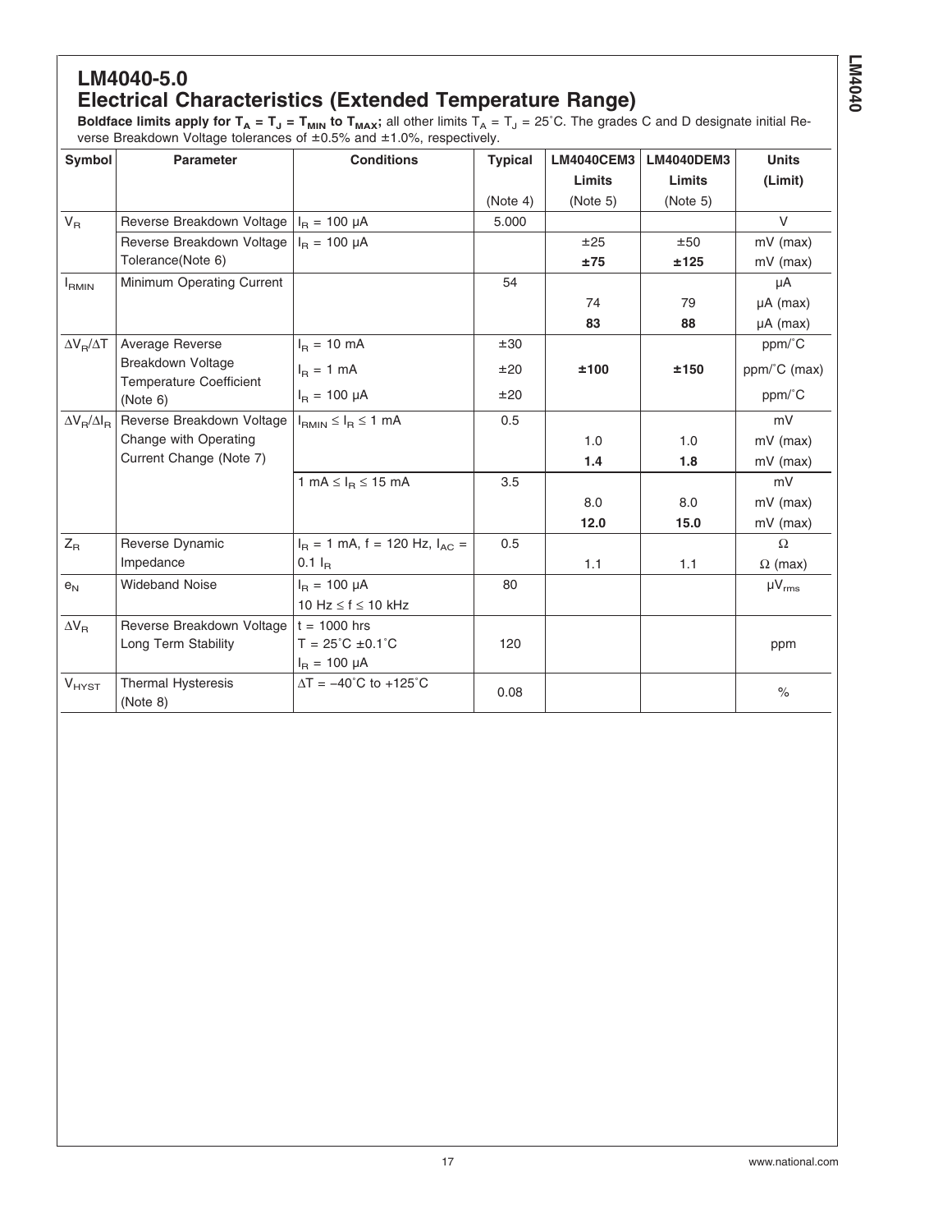## LM4040-5.0
## Electrical Characteristics (Extended Temperature Range)

**Boldface limits apply for $T_A = T_J = T_{MIN}$ to $T_{MAX}$;** all other limits $T_A = T_J = 25^\circ C$. The grades C and D designate initial Reverse Breakdown Voltage tolerances of ±0.5% and ±1.0%, respectively.

| Symbol | Parameter | Conditions | Typical (Note 4) | LM4040CEM3 Limits (Note 5) | LM4040DEM3 Limits (Note 5) | Units (Limit) |
|---|---|---|---|---|---|---|
| $V_R$ | Reverse Breakdown Voltage | $I_R$ = 100 µA | 5.000 | | | V |
| | Reverse Breakdown Voltage Tolerance(Note 6) | $I_R$ = 100 µA | | ±25 | ±50 | mV (max) |
| | | | | **±75** | **±125** | mV (max) |
| $I_{RMIN}$ | Minimum Operating Current | | 54 | | | µA |
| | | | | 74 | 79 | µA (max) |
| | | | | **83** | **88** | µA (max) |
| $\Delta V_R/\Delta T$ | Average Reverse Breakdown Voltage Temperature Coefficient (Note 6) | $I_R$ = 10 mA | ±30 | | | ppm/°C |
| | | $I_R$ = 1 mA | ±20 | **±100** | **±150** | ppm/°C (max) |
| | | $I_R$ = 100 µA | ±20 | | | ppm/°C |
| $\Delta V_R/\Delta I_R$ | Reverse Breakdown Voltage Change with Operating Current Change (Note 7) | $I_{RMIN} \leq I_R \leq$ 1 mA | 0.5 | | | mV |
| | | | | 1.0 | 1.0 | mV (max) |
| | | | | **1.4** | **1.8** | mV (max) |
| | | 1 mA $\leq I_R \leq$ 15 mA | 3.5 | | | mV |
| | | | | 8.0 | 8.0 | mV (max) |
| | | | | **12.0** | **15.0** | mV (max) |
| $Z_R$ | Reverse Dynamic Impedance | $I_R$ = 1 mA, f = 120 Hz, $I_{AC}$ = 0.1 $I_R$ | 0.5 | | | Ω |
| | | | | 1.1 | 1.1 | Ω (max) |
| $e_N$ | Wideband Noise | $I_R$ = 100 µA, 10 Hz ≤ f ≤ 10 kHz | 80 | | | $\mu V_{rms}$ |
| $\Delta V_R$ | Reverse Breakdown Voltage Long Term Stability | t = 1000 hrs, T = 25°C ±0.1°C, $I_R$ = 100 µA | 120 | | | ppm |
| $V_{HYST}$ | Thermal Hysteresis (Note 8) | ΔT = −40°C to +125°C | 0.08 | | | % |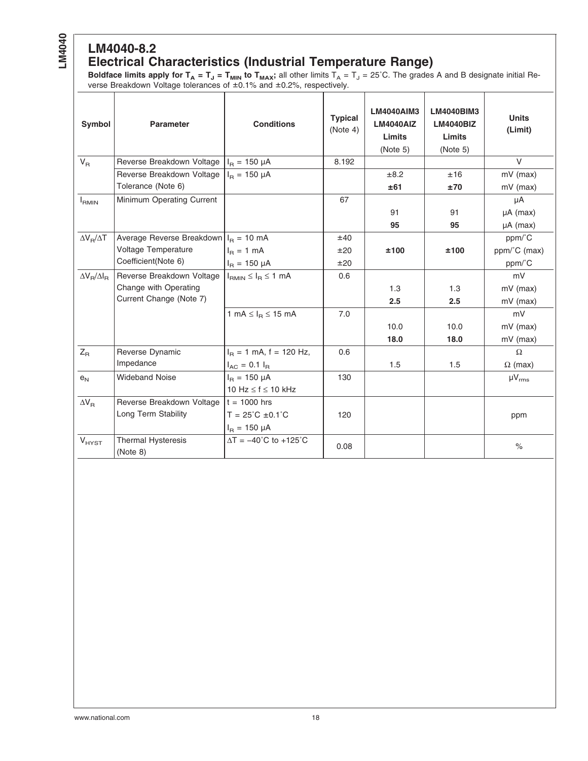## LM4040-8.2
## Electrical Characteristics (Industrial Temperature Range)

**Boldface limits apply for $T_A = T_J = T_{MIN}$ to $T_{MAX}$;** all other limits $T_A = T_J = 25^\circ C$. The grades A and B designate initial Reverse Breakdown Voltage tolerances of ±0.1% and ±0.2%, respectively.

| Symbol | Parameter | Conditions | Typical (Note 4) | LM4040AIM3 LM4040AIZ Limits (Note 5) | LM4040BIM3 LM4040BIZ Limits (Note 5) | Units (Limit) |
|---|---|---|---|---|---|---|
| $V_R$ | Reverse Breakdown Voltage | $I_R$ = 150 µA | 8.192 | | | V |
| | Reverse Breakdown Voltage Tolerance (Note 6) | $I_R$ = 150 µA | | ±8.2 | ±16 | mV (max) |
| | | | | **±61** | **±70** | mV (max) |
| $I_{RMIN}$ | Minimum Operating Current | | 67 | | | µA |
| | | | | 91 | 91 | µA (max) |
| | | | | **95** | **95** | µA (max) |
| $\Delta V_R/\Delta T$ | Average Reverse Breakdown Voltage Temperature Coefficient(Note 6) | $I_R$ = 10 mA | ±40 | | | ppm/˚C |
| | | $I_R$ = 1 mA | ±20 | **±100** | **±100** | ppm/˚C (max) |
| | | $I_R$ = 150 µA | ±20 | | | ppm/˚C |
| $\Delta V_R/\Delta I_R$ | Reverse Breakdown Voltage Change with Operating Current Change (Note 7) | $I_{RMIN} \leq I_R \leq$ 1 mA | 0.6 | | | mV |
| | | | | 1.3 | 1.3 | mV (max) |
| | | | | **2.5** | **2.5** | mV (max) |
| | | 1 mA $\leq I_R \leq$ 15 mA | 7.0 | | | mV |
| | | | | 10.0 | 10.0 | mV (max) |
| | | | | **18.0** | **18.0** | mV (max) |
| $Z_R$ | Reverse Dynamic Impedance | $I_R$ = 1 mA, f = 120 Hz, $I_{AC} = 0.1\ I_R$ | 0.6 | | | Ω |
| | | | | 1.5 | 1.5 | Ω (max) |
| $e_N$ | Wideband Noise | $I_R$ = 150 µA, 10 Hz ≤ f ≤ 10 kHz | 130 | | | $\mu V_{rms}$ |
| $\Delta V_R$ | Reverse Breakdown Voltage Long Term Stability | t = 1000 hrs, T = 25˚C ±0.1˚C, $I_R$ = 150 µA | 120 | | | ppm |
| $V_{HYST}$ | Thermal Hysteresis (Note 8) | ΔT = −40˚C to +125˚C | 0.08 | | | % |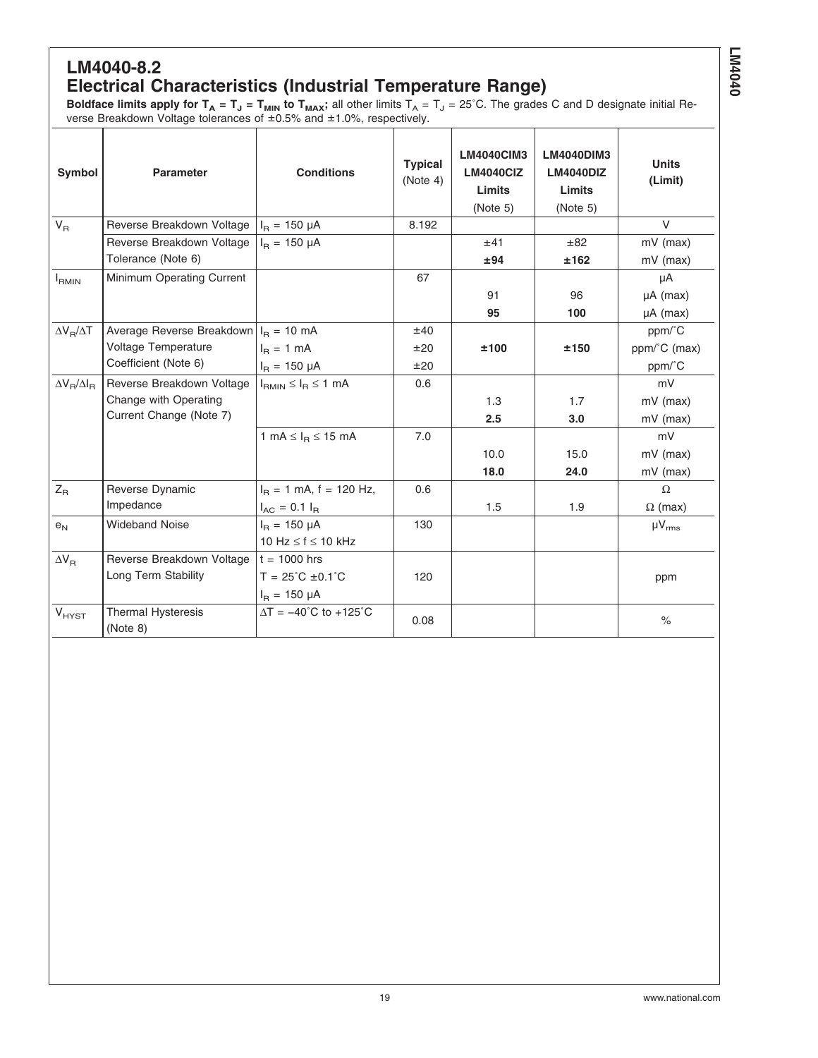# LM4040-8.2

## Electrical Characteristics (Industrial Temperature Range)

**Boldface limits apply for $T_A = T_J = T_{MIN}$ to $T_{MAX}$;** all other limits $T_A = T_J = 25°C$. The grades C and D designate initial Reverse Breakdown Voltage tolerances of ±0.5% and ±1.0%, respectively.

| Symbol | Parameter | Conditions | Typical (Note 4) | LM4040CIM3 LM4040CIZ Limits (Note 5) | LM4040DIM3 LM4040DIZ Limits (Note 5) | Units (Limit) |
|---|---|---|---|---|---|---|
| $V_R$ | Reverse Breakdown Voltage | $I_R$ = 150 µA | 8.192 | | | V |
| | Reverse Breakdown Voltage Tolerance (Note 6) | $I_R$ = 150 µA | | ±41 | ±82 | mV (max) |
| | | | | **±94** | **±162** | mV (max) |
| $I_{RMIN}$ | Minimum Operating Current | | 67 | | | µA |
| | | | | 91 | 96 | µA (max) |
| | | | | **95** | **100** | µA (max) |
| $\Delta V_R/\Delta T$ | Average Reverse Breakdown Voltage Temperature Coefficient (Note 6) | $I_R$ = 10 mA | ±40 | | | ppm/°C |
| | | $I_R$ = 1 mA | ±20 | **±100** | **±150** | ppm/°C (max) |
| | | $I_R$ = 150 µA | ±20 | | | ppm/°C |
| $\Delta V_R/\Delta I_R$ | Reverse Breakdown Voltage Change with Operating Current Change (Note 7) | $I_{RMIN} \leq I_R \leq$ 1 mA | 0.6 | | | mV |
| | | | | 1.3 | 1.7 | mV (max) |
| | | | | **2.5** | **3.0** | mV (max) |
| | | 1 mA $\leq I_R \leq$ 15 mA | 7.0 | | | mV |
| | | | | 10.0 | 15.0 | mV (max) |
| | | | | **18.0** | **24.0** | mV (max) |
| $Z_R$ | Reverse Dynamic Impedance | $I_R$ = 1 mA, f = 120 Hz, $I_{AC} = 0.1\ I_R$ | 0.6 | | | Ω |
| | | | | 1.5 | 1.9 | Ω (max) |
| $e_N$ | Wideband Noise | $I_R$ = 150 µA, 10 Hz ≤ f ≤ 10 kHz | 130 | | | $µV_{rms}$ |
| $\Delta V_R$ | Reverse Breakdown Voltage Long Term Stability | t = 1000 hrs, T = 25°C ±0.1°C, $I_R$ = 150 µA | 120 | | | ppm |
| $V_{HYST}$ | Thermal Hysteresis (Note 8) | ΔT = −40°C to +125°C | 0.08 | | | % |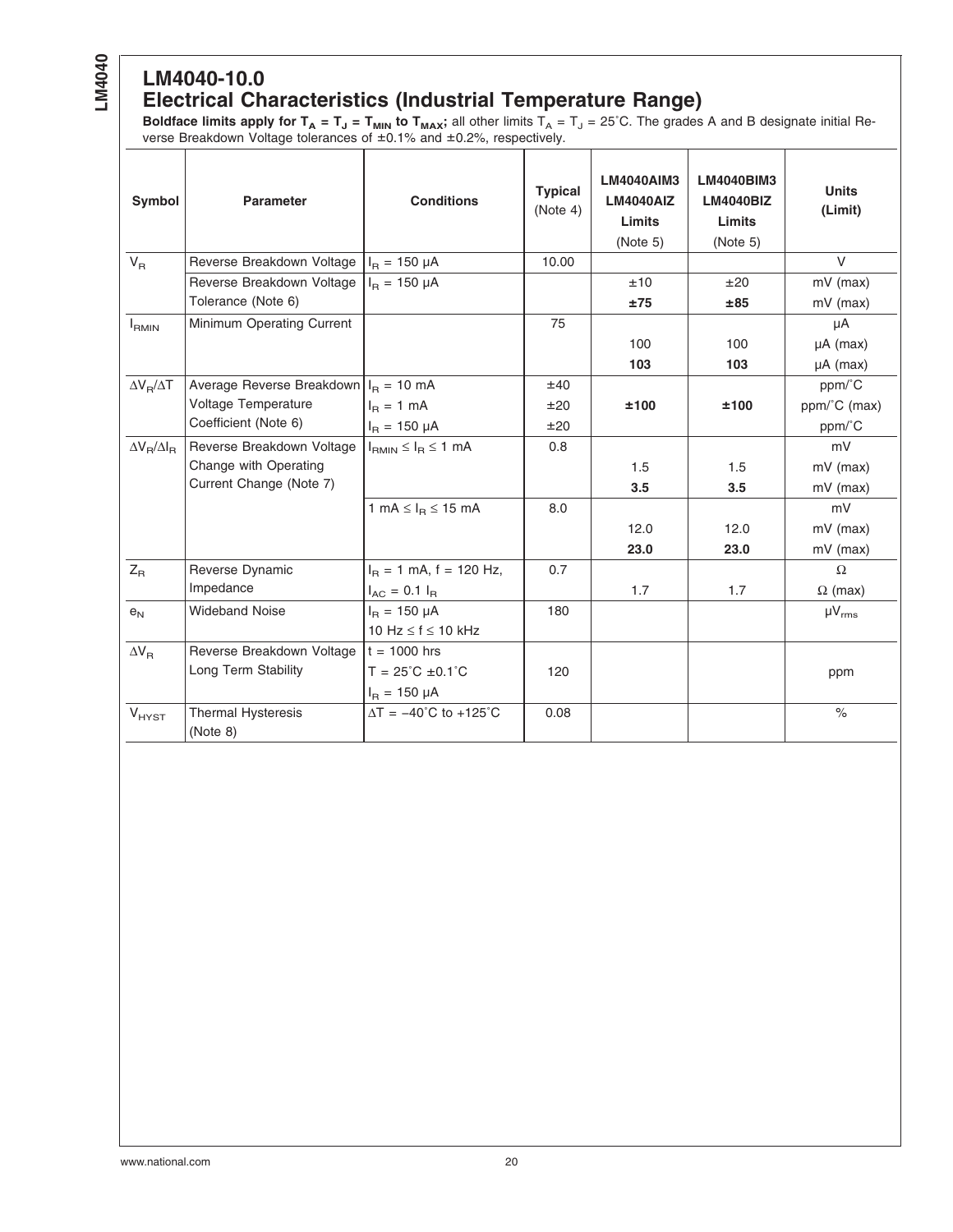## LM4040-10.0
## Electrical Characteristics (Industrial Temperature Range)

**Boldface limits apply for $T_A = T_J = T_{MIN}$ to $T_{MAX}$;** all other limits $T_A = T_J = 25°C$. The grades A and B designate initial Reverse Breakdown Voltage tolerances of ±0.1% and ±0.2%, respectively.

| Symbol | Parameter | Conditions | Typical (Note 4) | LM4040AIM3 LM4040AIZ Limits (Note 5) | LM4040BIM3 LM4040BIZ Limits (Note 5) | Units (Limit) |
|---|---|---|---|---|---|---|
| $V_R$ | Reverse Breakdown Voltage | $I_R$ = 150 µA | 10.00 | | | V |
| | Reverse Breakdown Voltage Tolerance (Note 6) | $I_R$ = 150 µA | | ±10 | ±20 | mV (max) |
| | | | | **±75** | **±85** | mV (max) |
| $I_{RMIN}$ | Minimum Operating Current | | 75 | | | µA |
| | | | | 100 | 100 | µA (max) |
| | | | | **103** | **103** | µA (max) |
| $\Delta V_R/\Delta T$ | Average Reverse Breakdown Voltage Temperature Coefficient (Note 6) | $I_R$ = 10 mA | ±40 | | | ppm/°C |
| | | $I_R$ = 1 mA | ±20 | **±100** | **±100** | ppm/°C (max) |
| | | $I_R$ = 150 µA | ±20 | | | ppm/°C |
| $\Delta V_R/\Delta I_R$ | Reverse Breakdown Voltage Change with Operating Current Change (Note 7) | $I_{RMIN} \le I_R \le$ 1 mA | 0.8 | | | mV |
| | | | | 1.5 | 1.5 | mV (max) |
| | | | | **3.5** | **3.5** | mV (max) |
| | | 1 mA $\le I_R \le$ 15 mA | 8.0 | | | mV |
| | | | | 12.0 | 12.0 | mV (max) |
| | | | | **23.0** | **23.0** | mV (max) |
| $Z_R$ | Reverse Dynamic Impedance | $I_R$ = 1 mA, f = 120 Hz, | 0.7 | | | Ω |
| | | $I_{AC} = 0.1\ I_R$ | | 1.7 | 1.7 | Ω (max) |
| $e_N$ | Wideband Noise | $I_R$ = 150 µA, 10 Hz ≤ f ≤ 10 kHz | 180 | | | $µV_{rms}$ |
| $\Delta V_R$ | Reverse Breakdown Voltage Long Term Stability | t = 1000 hrs, T = 25°C ±0.1°C, $I_R$ = 150 µA | 120 | | | ppm |
| $V_{HYST}$ | Thermal Hysteresis (Note 8) | ΔT = −40°C to +125°C | 0.08 | | | % |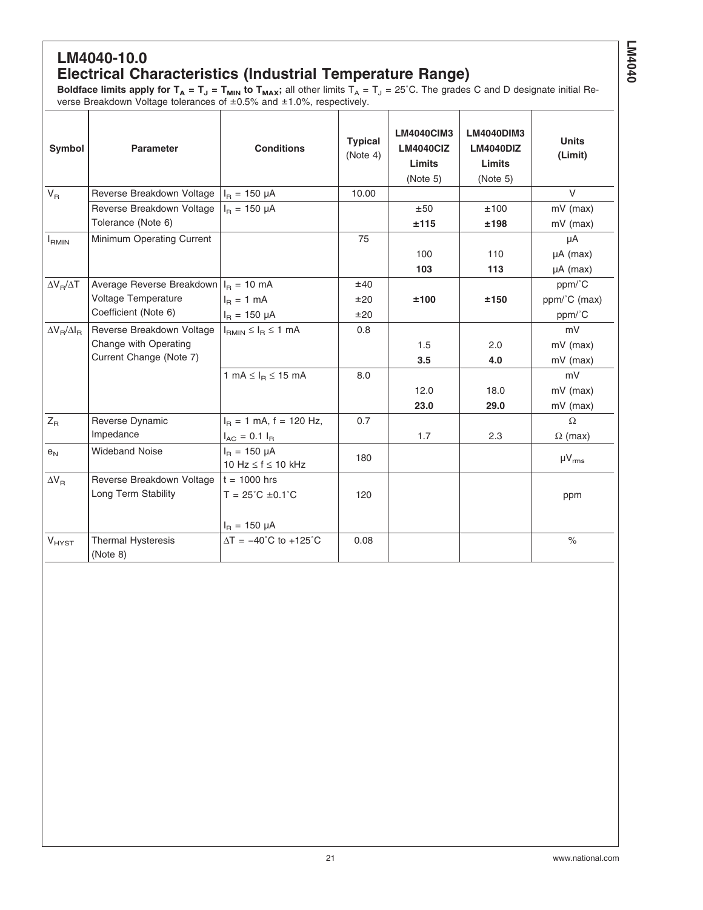## LM4040-10.0

## Electrical Characteristics (Industrial Temperature Range)

**Boldface limits apply for $T_A = T_J = T_{MIN}$ to $T_{MAX}$;** all other limits $T_A = T_J = 25°C$. The grades C and D designate initial Reverse Breakdown Voltage tolerances of ±0.5% and ±1.0%, respectively.

| Symbol | Parameter | Conditions | Typical (Note 4) | LM4040CIM3 LM4040CIZ Limits (Note 5) | LM4040DIM3 LM4040DIZ Limits (Note 5) | Units (Limit) |
|---|---|---|---|---|---|---|
| $V_R$ | Reverse Breakdown Voltage | $I_R$ = 150 µA | 10.00 | | | V |
| | Reverse Breakdown Voltage Tolerance (Note 6) | $I_R$ = 150 µA | | ±50 | ±100 | mV (max) |
| | | | | **±115** | **±198** | mV (max) |
| $I_{RMIN}$ | Minimum Operating Current | | 75 | | | µA |
| | | | | 100 | 110 | µA (max) |
| | | | | **103** | **113** | µA (max) |
| $\Delta V_R/\Delta T$ | Average Reverse Breakdown Voltage Temperature Coefficient (Note 6) | $I_R$ = 10 mA | ±40 | | | ppm/°C |
| | | $I_R$ = 1 mA | ±20 | **±100** | **±150** | ppm/°C (max) |
| | | $I_R$ = 150 µA | ±20 | | | ppm/°C |
| $\Delta V_R/\Delta I_R$ | Reverse Breakdown Voltage Change with Operating Current Change (Note 7) | $I_{RMIN} \leq I_R \leq$ 1 mA | 0.8 | | | mV |
| | | | | 1.5 | 2.0 | mV (max) |
| | | | | **3.5** | **4.0** | mV (max) |
| | | 1 mA $\leq I_R \leq$ 15 mA | 8.0 | | | mV |
| | | | | 12.0 | 18.0 | mV (max) |
| | | | | **23.0** | **29.0** | mV (max) |
| $Z_R$ | Reverse Dynamic Impedance | $I_R$ = 1 mA, f = 120 Hz, $I_{AC} = 0.1\ I_R$ | 0.7 | | | Ω |
| | | | | 1.7 | 2.3 | Ω (max) |
| $e_N$ | Wideband Noise | $I_R$ = 150 µA 10 Hz ≤ f ≤ 10 kHz | 180 | | | $\mu V_{rms}$ |
| $\Delta V_R$ | Reverse Breakdown Voltage Long Term Stability | t = 1000 hrs T = 25°C ±0.1°C $I_R$ = 150 µA | 120 | | | ppm |
| $V_{HYST}$ | Thermal Hysteresis (Note 8) | ΔT = −40°C to +125°C | 0.08 | | | % |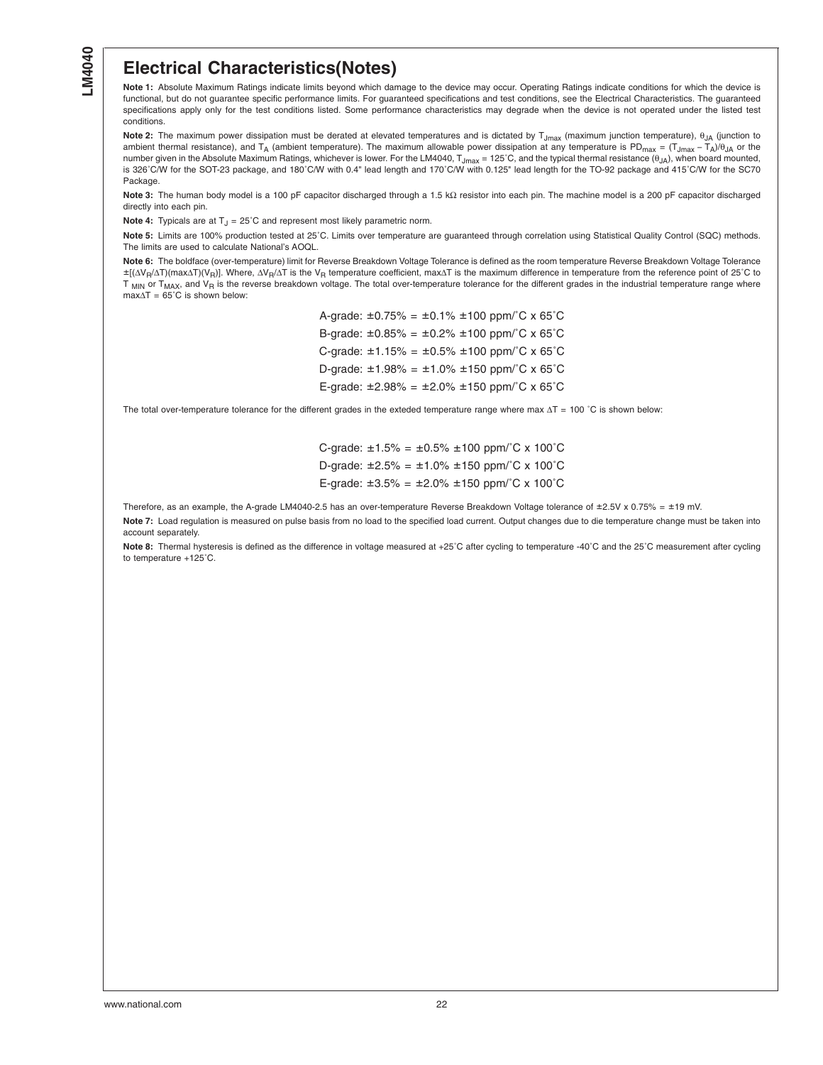## Electrical Characteristics(Notes)

**Note 1:** Absolute Maximum Ratings indicate limits beyond which damage to the device may occur. Operating Ratings indicate conditions for which the device is functional, but do not guarantee specific performance limits. For guaranteed specifications and test conditions, see the Electrical Characteristics. The guaranteed specifications apply only for the test conditions listed. Some performance characteristics may degrade when the device is not operated under the listed test conditions.

**Note 2:** The maximum power dissipation must be derated at elevated temperatures and is dictated by $T_{Jmax}$ (maximum junction temperature), $\theta_{JA}$ (junction to ambient thermal resistance), and $T_A$ (ambient temperature). The maximum allowable power dissipation at any temperature is $PD_{max} = (T_{Jmax} - T_A)/\theta_{JA}$ or the number given in the Absolute Maximum Ratings, whichever is lower. For the LM4040, $T_{Jmax}$ = 125˚C, and the typical thermal resistance ($\theta_{JA}$), when board mounted, is 326˚C/W for the SOT-23 package, and 180˚C/W with 0.4" lead length and 170˚C/W with 0.125" lead length for the TO-92 package and 415˚C/W for the SC70 Package.

**Note 3:** The human body model is a 100 pF capacitor discharged through a 1.5 kΩ resistor into each pin. The machine model is a 200 pF capacitor discharged directly into each pin.

**Note 4:** Typicals are at $T_J$ = 25˚C and represent most likely parametric norm.

**Note 5:** Limits are 100% production tested at 25˚C. Limits over temperature are guaranteed through correlation using Statistical Quality Control (SQC) methods. The limits are used to calculate National's AOQL.

**Note 6:** The boldface (over-temperature) limit for Reverse Breakdown Voltage Tolerance is defined as the room temperature Reverse Breakdown Voltage Tolerance $\pm[(\Delta V_R/\Delta T)(\max\Delta T)(V_R)]$. Where, $\Delta V_R/\Delta T$ is the $V_R$ temperature coefficient, $\max\Delta T$ is the maximum difference in temperature from the reference point of 25˚C to $T_{MIN}$ or $T_{MAX}$, and $V_R$ is the reverse breakdown voltage. The total over-temperature tolerance for the different grades in the industrial temperature range where $\max\Delta T$ = 65˚C is shown below:

A-grade: ±0.75% = ±0.1% ±100 ppm/˚C x 65˚C

B-grade: ±0.85% = ±0.2% ±100 ppm/˚C x 65˚C

C-grade: ±1.15% = ±0.5% ±100 ppm/˚C x 65˚C

D-grade: ±1.98% = ±1.0% ±150 ppm/˚C x 65˚C

E-grade: ±2.98% = ±2.0% ±150 ppm/˚C x 65˚C

The total over-temperature tolerance for the different grades in the exteded temperature range where max ΔT = 100 ˚C is shown below:

C-grade: ±1.5% = ±0.5% ±100 ppm/˚C x 100˚C

D-grade: ±2.5% = ±1.0% ±150 ppm/˚C x 100˚C

E-grade: ±3.5% = ±2.0% ±150 ppm/˚C x 100˚C

Therefore, as an example, the A-grade LM4040-2.5 has an over-temperature Reverse Breakdown Voltage tolerance of ±2.5V x 0.75% = ±19 mV.

**Note 7:** Load regulation is measured on pulse basis from no load to the specified load current. Output changes due to die temperature change must be taken into account separately.

**Note 8:** Thermal hysteresis is defined as the difference in voltage measured at +25˚C after cycling to temperature -40˚C and the 25˚C measurement after cycling to temperature +125˚C.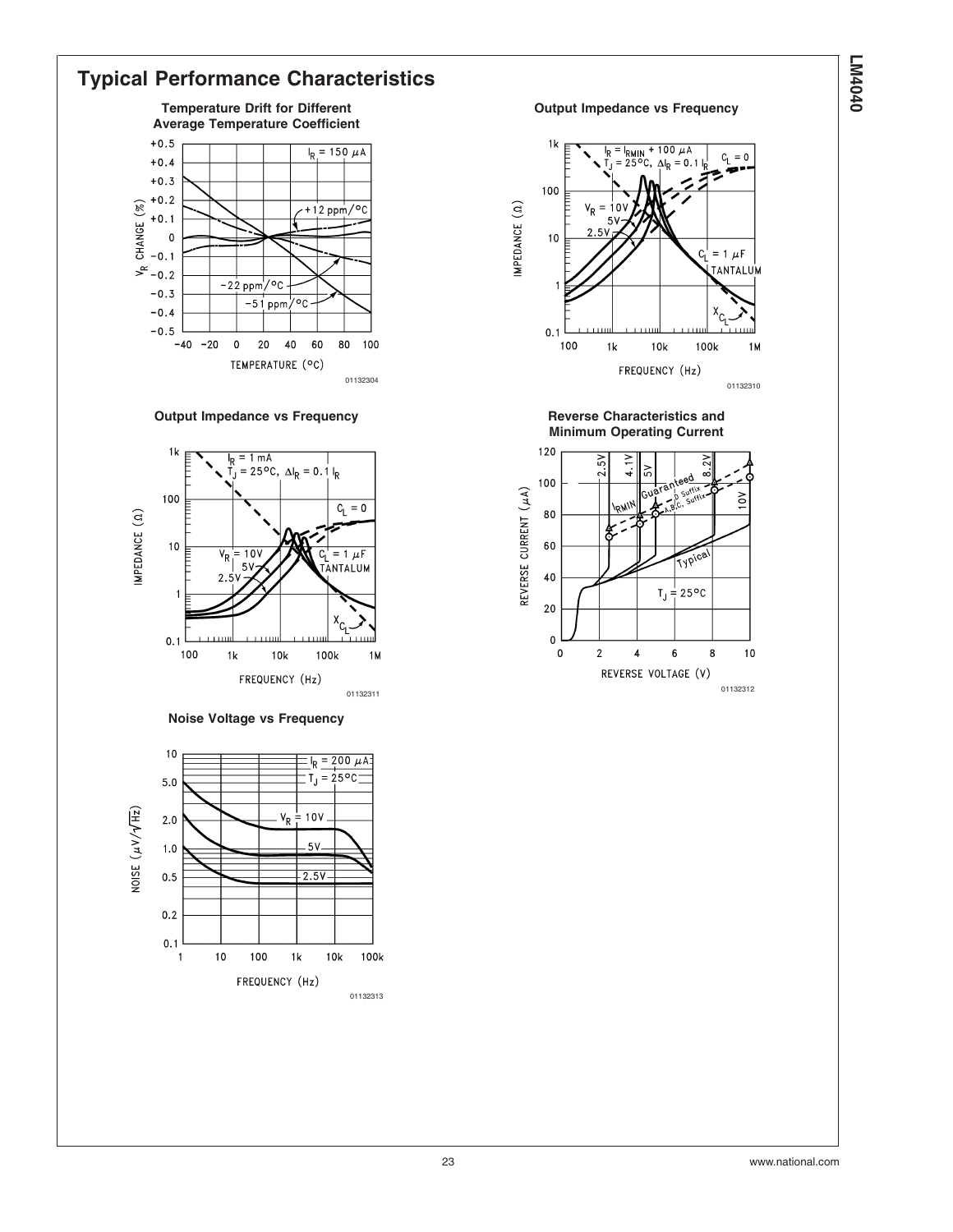## Typical Performance Characteristics

**Temperature Drift for Different Average Temperature Coefficient**

**Output Impedance vs Frequency**

**Output Impedance vs Frequency**

**Reverse Characteristics and Minimum Operating Current**

**Noise Voltage vs Frequency**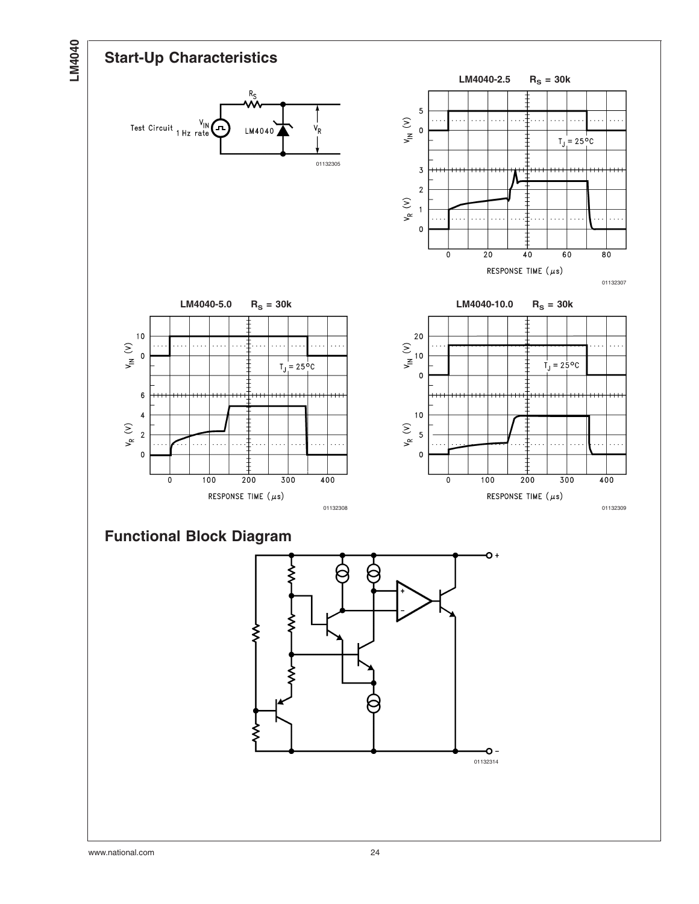## Start-Up Characteristics

Test Circuit

$V_{IN}$ 1 Hz rate

$R_S$

LM4040

$V_R$

01132305

**LM4040-2.5 $R_S$ = 30k**

$T_J$ = 25°C

RESPONSE TIME (μs)

01132307

**LM4040-5.0 $R_S$ = 30k**

$T_J$ = 25°C

RESPONSE TIME (μs)

01132308

**LM4040-10.0 $R_S$ = 30k**

$T_J$ = 25°C

RESPONSE TIME (μs)

01132309

## Functional Block Diagram

01132314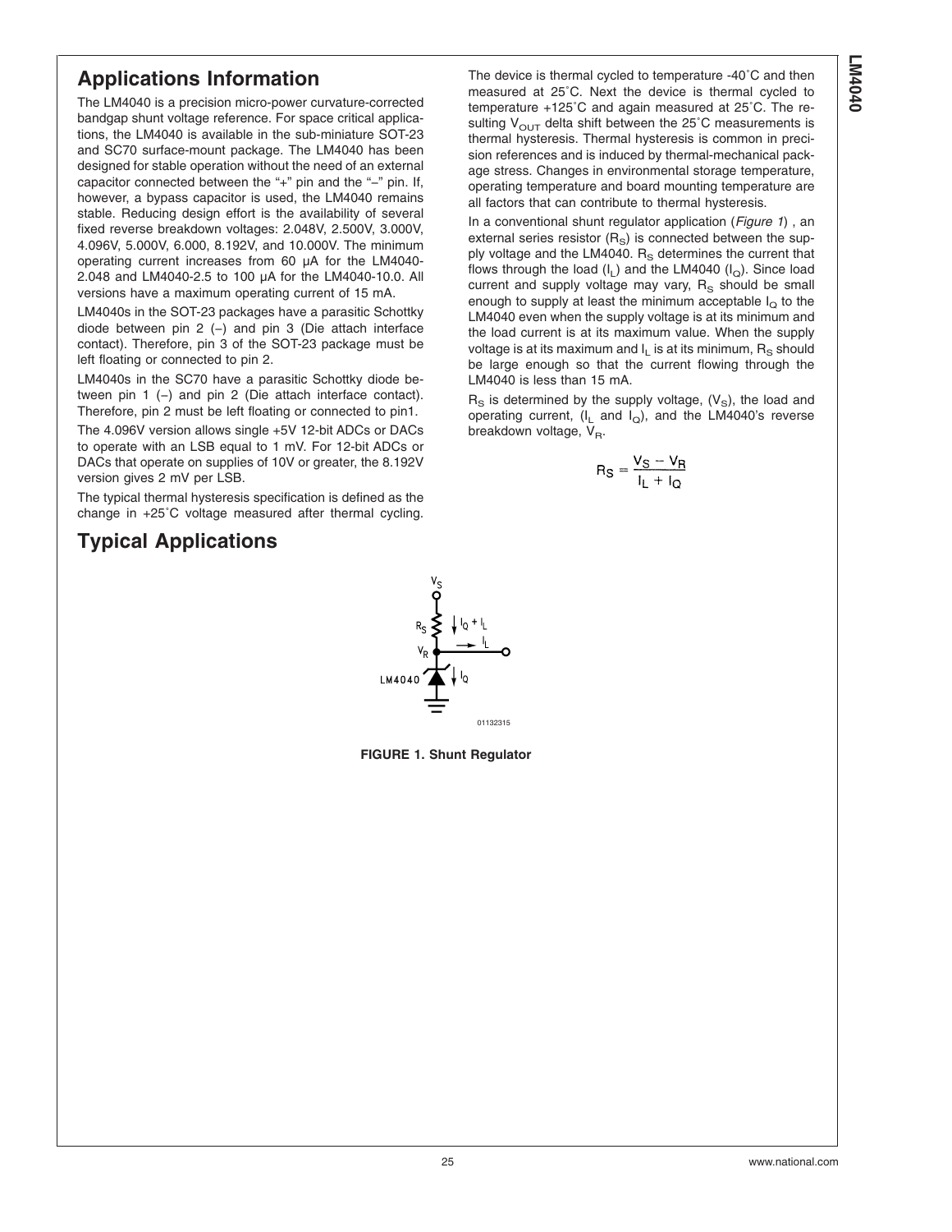## Applications Information

The LM4040 is a precision micro-power curvature-corrected bandgap shunt voltage reference. For space critical applications, the LM4040 is available in the sub-miniature SOT-23 and SC70 surface-mount package. The LM4040 has been designed for stable operation without the need of an external capacitor connected between the "+" pin and the "−" pin. If, however, a bypass capacitor is used, the LM4040 remains stable. Reducing design effort is the availability of several fixed reverse breakdown voltages: 2.048V, 2.500V, 3.000V, 4.096V, 5.000V, 6.000, 8.192V, and 10.000V. The minimum operating current increases from 60 µA for the LM4040-2.048 and LM4040-2.5 to 100 µA for the LM4040-10.0. All versions have a maximum operating current of 15 mA.

LM4040s in the SOT-23 packages have a parasitic Schottky diode between pin 2 (−) and pin 3 (Die attach interface contact). Therefore, pin 3 of the SOT-23 package must be left floating or connected to pin 2.

LM4040s in the SC70 have a parasitic Schottky diode between pin 1 (−) and pin 2 (Die attach interface contact). Therefore, pin 2 must be left floating or connected to pin1.

The 4.096V version allows single +5V 12-bit ADCs or DACs to operate with an LSB equal to 1 mV. For 12-bit ADCs or DACs that operate on supplies of 10V or greater, the 8.192V version gives 2 mV per LSB.

The typical thermal hysteresis specification is defined as the change in +25˚C voltage measured after thermal cycling. The device is thermal cycled to temperature -40˚C and then measured at 25˚C. Next the device is thermal cycled to temperature +125˚C and again measured at 25˚C. The resulting $V_{OUT}$ delta shift between the 25˚C measurements is thermal hysteresis. Thermal hysteresis is common in precision references and is induced by thermal-mechanical package stress. Changes in environmental storage temperature, operating temperature and board mounting temperature are all factors that can contribute to thermal hysteresis.

In a conventional shunt regulator application (*Figure 1*) , an external series resistor ($R_S$) is connected between the supply voltage and the LM4040. $R_S$ determines the current that flows through the load ($I_L$) and the LM4040 ($I_Q$). Since load current and supply voltage may vary, $R_S$ should be small enough to supply at least the minimum acceptable $I_Q$ to the LM4040 even when the supply voltage is at its minimum and the load current is at its maximum value. When the supply voltage is at its maximum and $I_L$ is at its minimum, $R_S$ should be large enough so that the current flowing through the LM4040 is less than 15 mA.

$R_S$ is determined by the supply voltage, ($V_S$), the load and operating current, ($I_L$ and $I_Q$), and the LM4040's reverse breakdown voltage, $V_R$.

$$R_S = \frac{V_S - V_R}{I_L + I_Q}$$

## Typical Applications

01132315

**FIGURE 1. Shunt Regulator**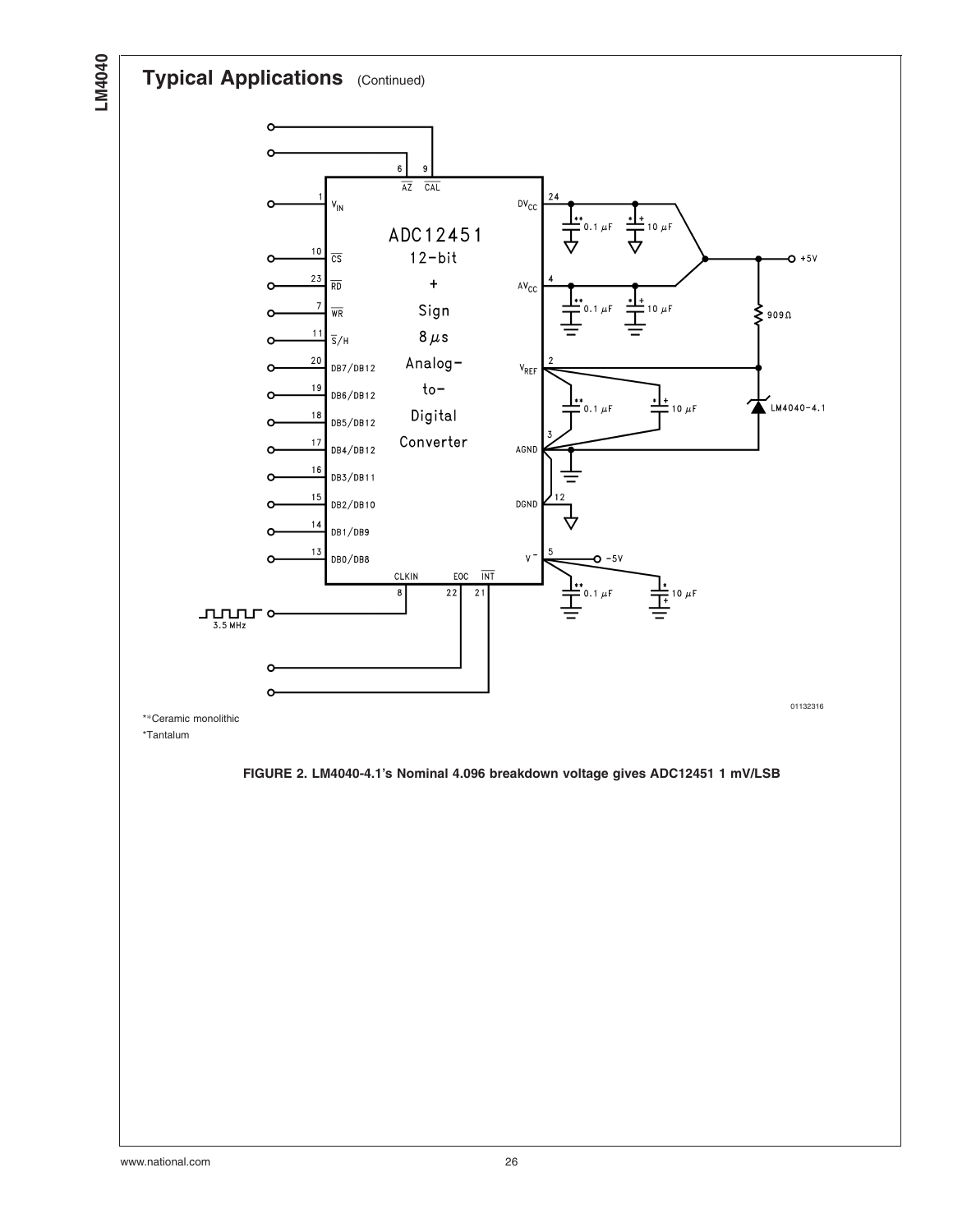## Typical Applications (Continued)

\*\*Ceramic monolithic

\*Tantalum

**FIGURE 2. LM4040-4.1's Nominal 4.096 breakdown voltage gives ADC12451 1 mV/LSB**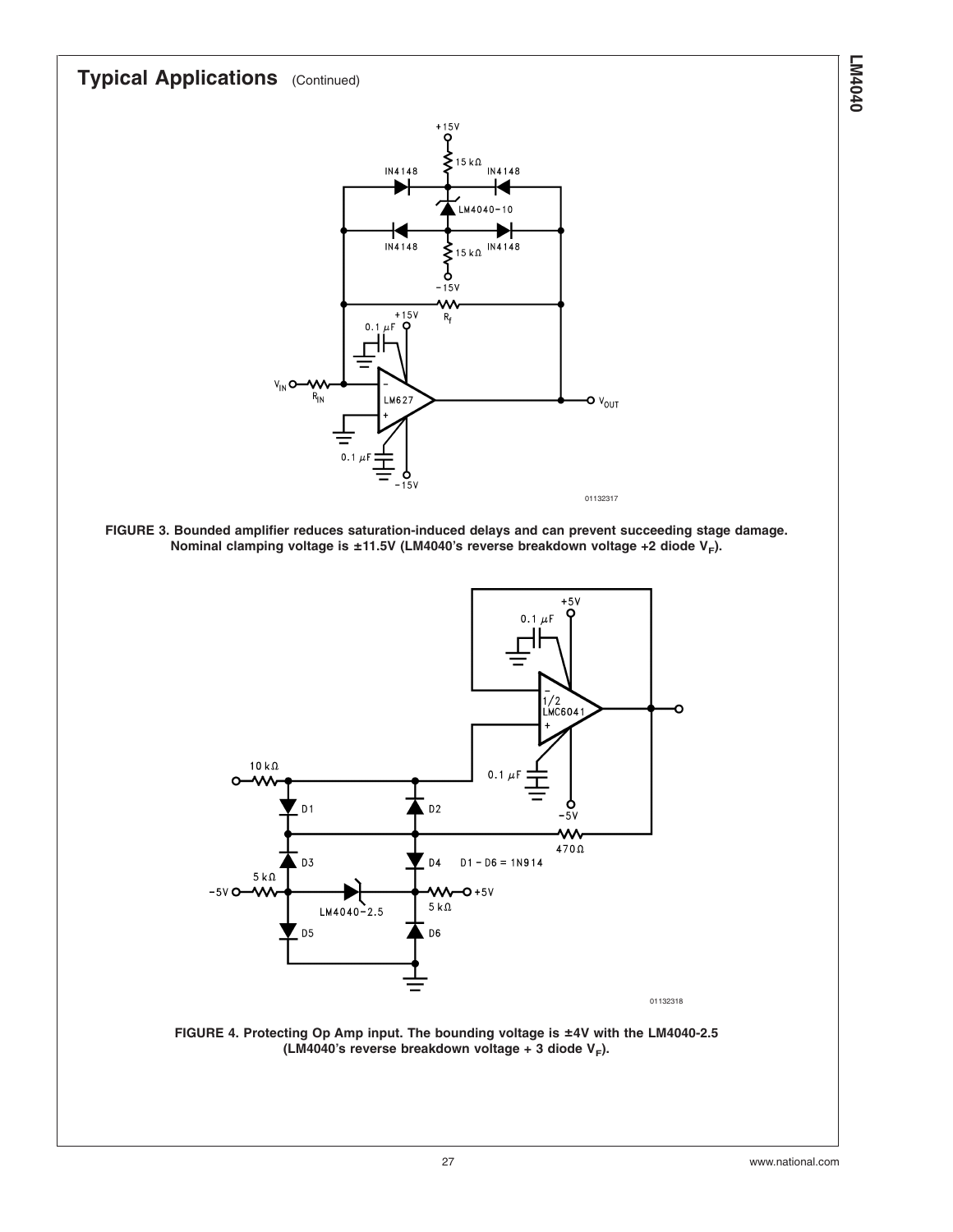## Typical Applications (Continued)

**FIGURE 3. Bounded amplifier reduces saturation-induced delays and can prevent succeeding stage damage. Nominal clamping voltage is ±11.5V (LM4040's reverse breakdown voltage +2 diode $V_F$).**

**FIGURE 4. Protecting Op Amp input. The bounding voltage is ±4V with the LM4040-2.5 (LM4040's reverse breakdown voltage + 3 diode $V_F$).**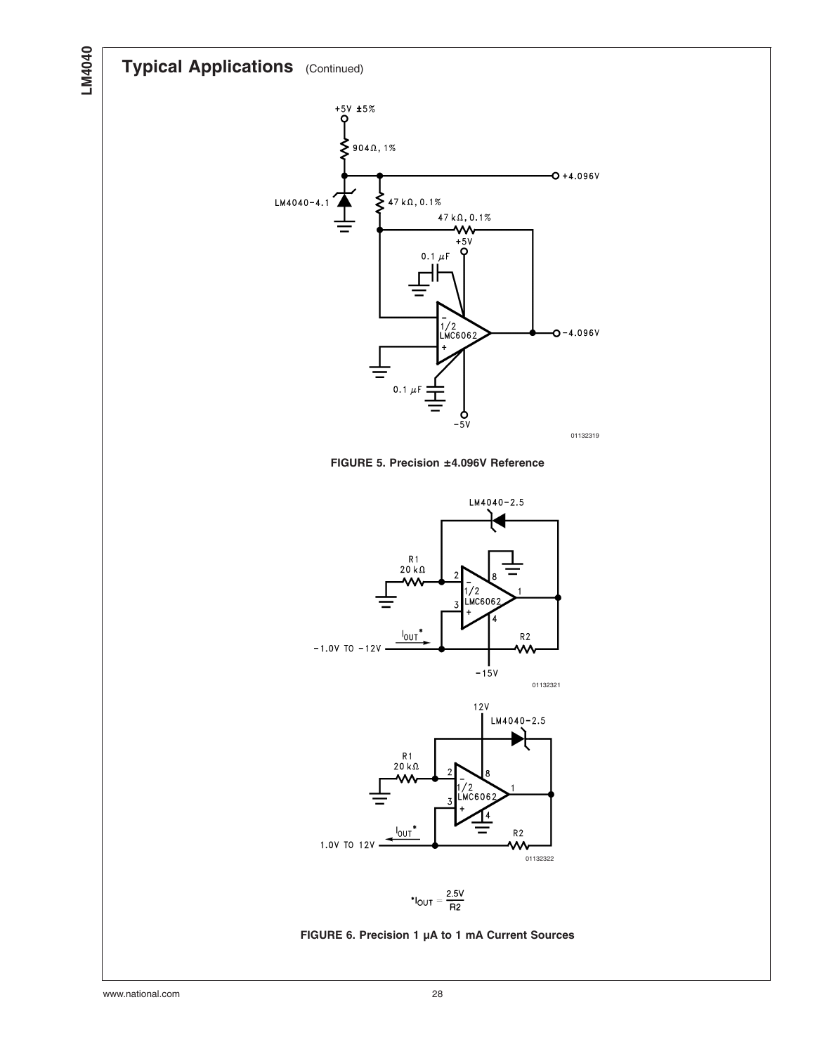## Typical Applications (Continued)

FIGURE 5. Precision ±4.096V Reference

$$*I_{OUT} = \frac{2.5V}{R2}$$

FIGURE 6. Precision 1 µA to 1 mA Current Sources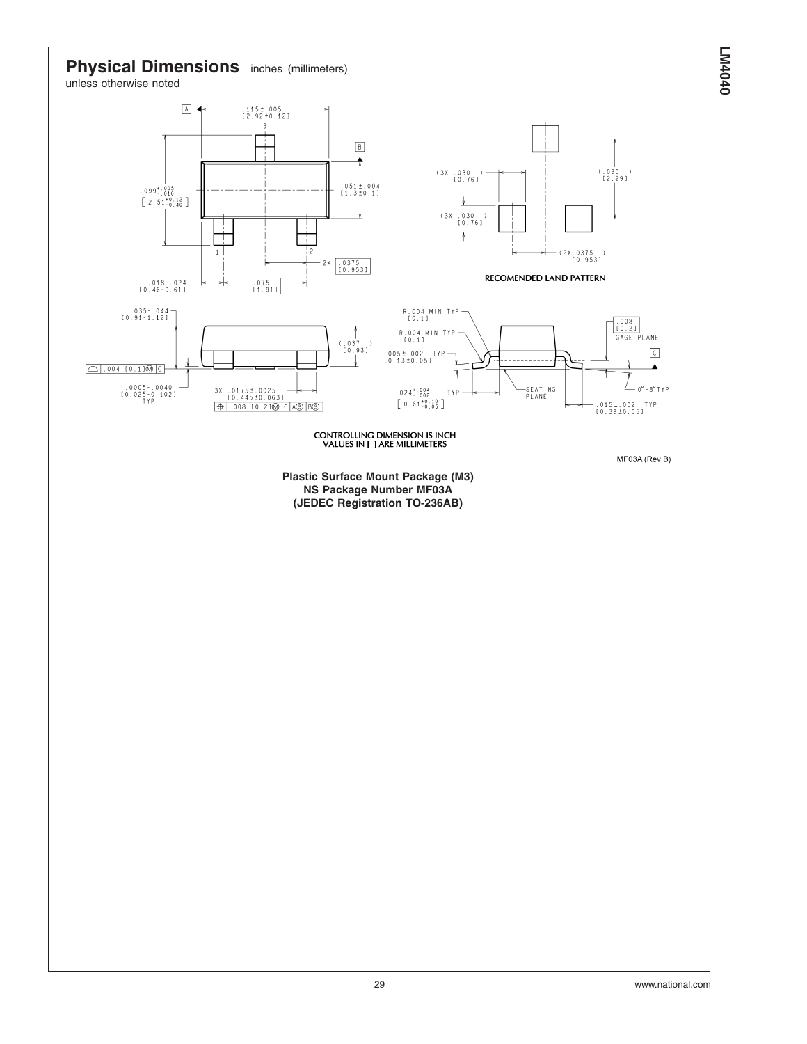## Physical Dimensions inches (millimeters) unless otherwise noted

CONTROLLING DIMENSION IS INCH
VALUES IN [ ] ARE MILLIMETERS

RECOMENDED LAND PATTERN

MF03A (Rev B)

**Plastic Surface Mount Package (M3)**
**NS Package Number MF03A**
**(JEDEC Registration TO-236AB)**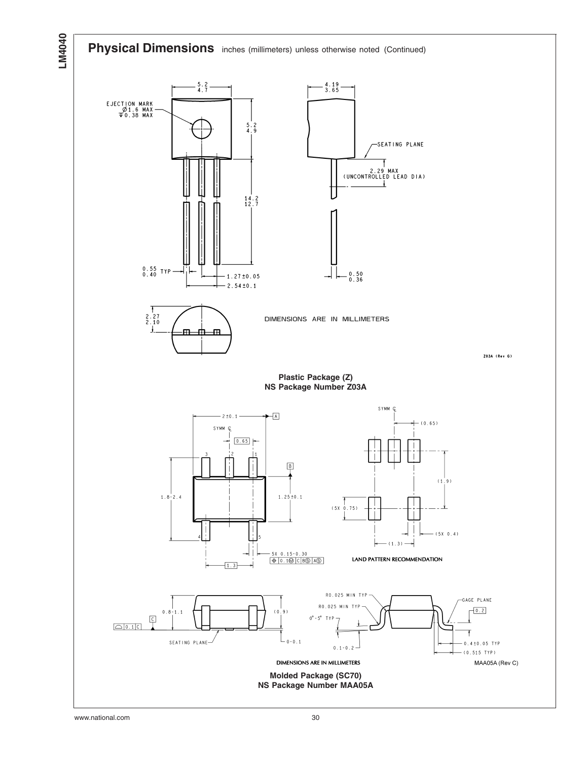## Physical Dimensions inches (millimeters) unless otherwise noted (Continued)

DIMENSIONS ARE IN MILLIMETERS

Z03A (Rev G)

**Plastic Package (Z)**
**NS Package Number Z03A**

LAND PATTERN RECOMMENDATION

DIMENSIONS ARE IN MILLIMETERS

MAA05A (Rev C)

**Molded Package (SC70)**
**NS Package Number MAA05A**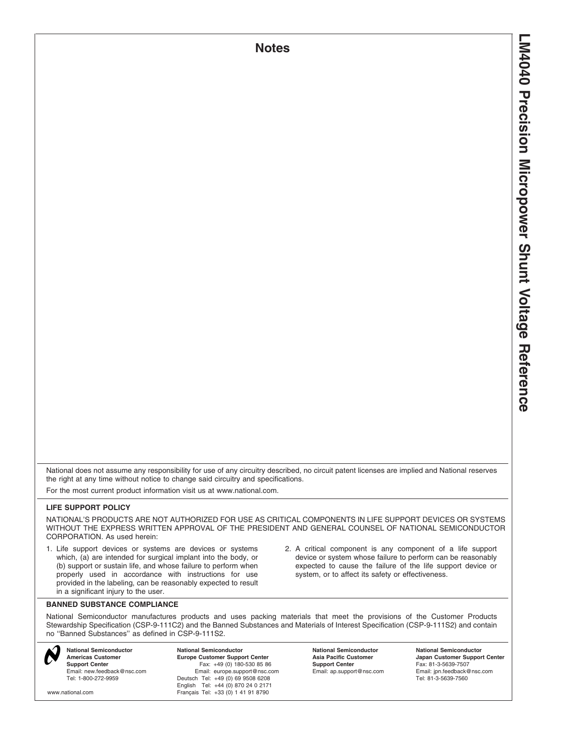# Notes

National does not assume any responsibility for use of any circuitry described, no circuit patent licenses are implied and National reserves the right at any time without notice to change said circuitry and specifications.

For the most current product information visit us at www.national.com.

**LIFE SUPPORT POLICY**

NATIONAL'S PRODUCTS ARE NOT AUTHORIZED FOR USE AS CRITICAL COMPONENTS IN LIFE SUPPORT DEVICES OR SYSTEMS WITHOUT THE EXPRESS WRITTEN APPROVAL OF THE PRESIDENT AND GENERAL COUNSEL OF NATIONAL SEMICONDUCTOR CORPORATION. As used herein:

1. Life support devices or systems are devices or systems which, (a) are intended for surgical implant into the body, or (b) support or sustain life, and whose failure to perform when properly used in accordance with instructions for use provided in the labeling, can be reasonably expected to result in a significant injury to the user.
2. A critical component is any component of a life support device or system whose failure to perform can be reasonably expected to cause the failure of the life support device or system, or to affect its safety or effectiveness.

**BANNED SUBSTANCE COMPLIANCE**

National Semiconductor manufactures products and uses packing materials that meet the provisions of the Customer Products Stewardship Specification (CSP-9-111C2) and the Banned Substances and Materials of Interest Specification (CSP-9-111S2) and contain no ''Banned Substances'' as defined in CSP-9-111S2.

**National Semiconductor Americas Customer Support Center**
Email: new.feedback@nsc.com
Tel: 1-800-272-9959

**National Semiconductor Europe Customer Support Center**
Fax: +49 (0) 180-530 85 86
Email: europe.support@nsc.com
Deutsch Tel: +49 (0) 69 9508 6208
English Tel: +44 (0) 870 24 0 2171
Français Tel: +33 (0) 1 41 91 8790

**National Semiconductor Asia Pacific Customer Support Center**
Email: ap.support@nsc.com

**National Semiconductor Japan Customer Support Center**
Fax: 81-3-5639-7507
Email: jpn.feedback@nsc.com
Tel: 81-3-5639-7560

www.national.com